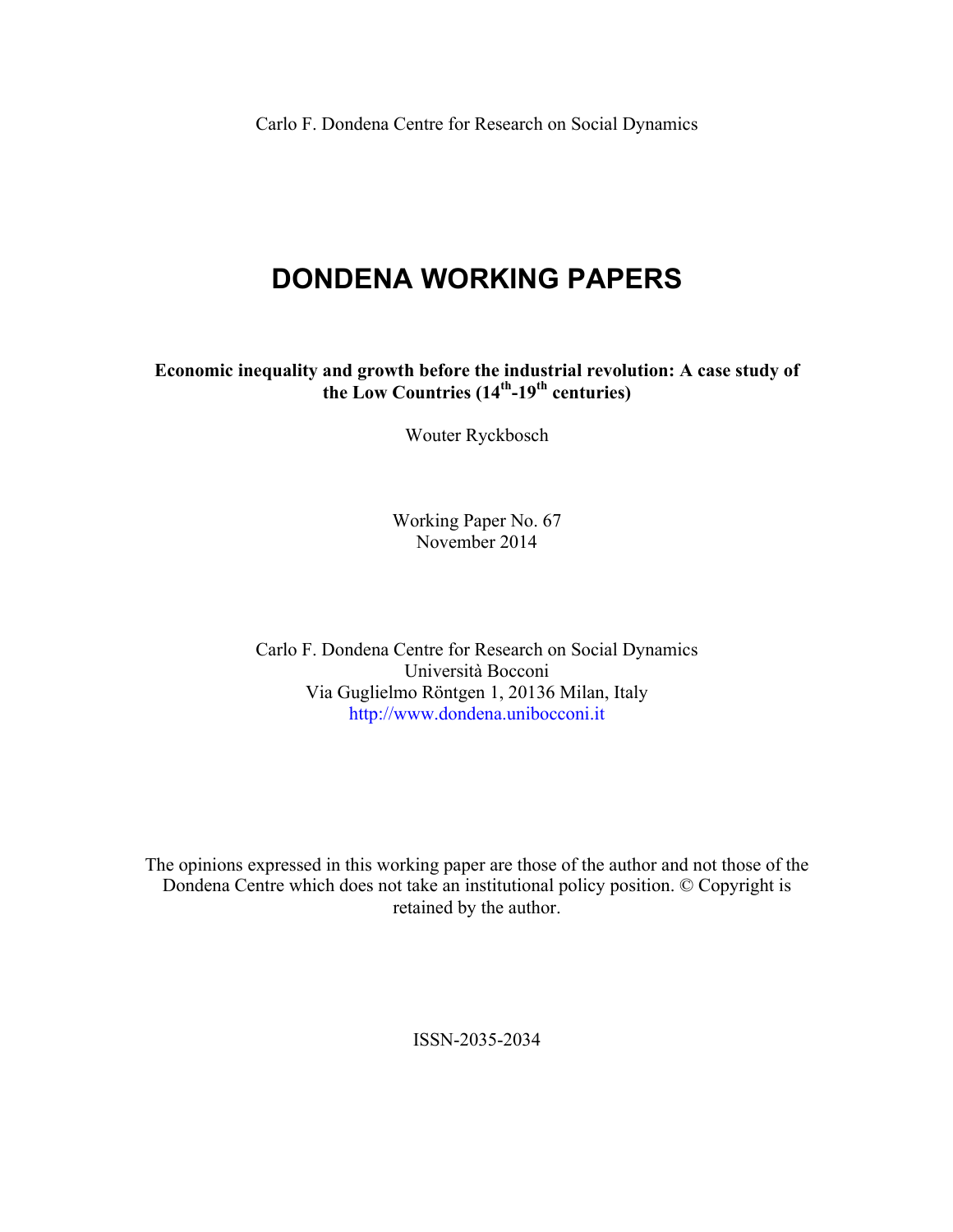Carlo F. Dondena Centre for Research on Social Dynamics

# DONDENA WORKING PAPERS

**Economic inequality and growth before the industrial revolution: A case study of the Low Countries (14th-19th centuries)**

Wouter Ryckbosch

Working Paper No. 67
November 2014

Carlo F. Dondena Centre for Research on Social Dynamics
Università Bocconi
Via Guglielmo Röntgen 1, 20136 Milan, Italy
http://www.dondena.unibocconi.it

The opinions expressed in this working paper are those of the author and not those of the Dondena Centre which does not take an institutional policy position. © Copyright is retained by the author.

ISSN-2035-2034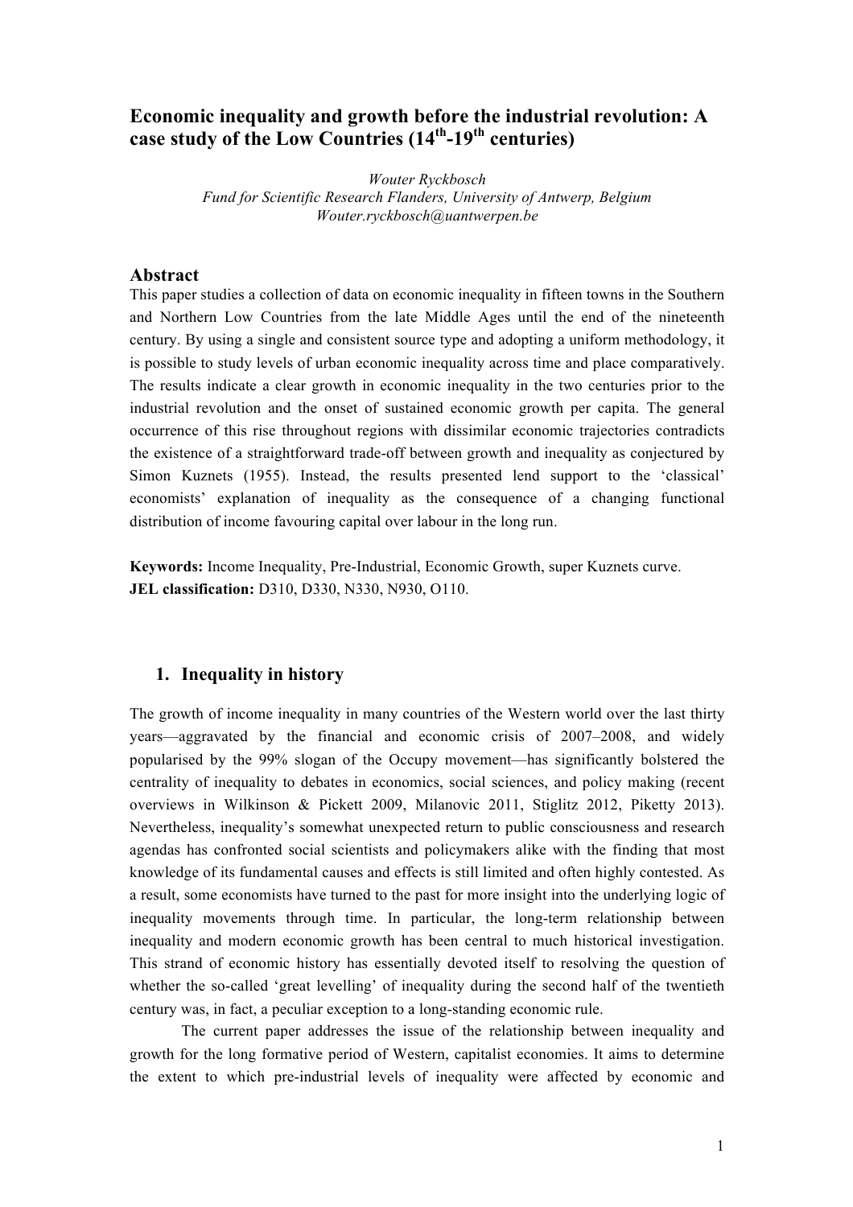# Economic inequality and growth before the industrial revolution: A case study of the Low Countries (14th-19th centuries)

*Wouter Ryckbosch*
*Fund for Scientific Research Flanders, University of Antwerp, Belgium*
*Wouter.ryckbosch@uantwerpen.be*

## Abstract

This paper studies a collection of data on economic inequality in fifteen towns in the Southern and Northern Low Countries from the late Middle Ages until the end of the nineteenth century. By using a single and consistent source type and adopting a uniform methodology, it is possible to study levels of urban economic inequality across time and place comparatively. The results indicate a clear growth in economic inequality in the two centuries prior to the industrial revolution and the onset of sustained economic growth per capita. The general occurrence of this rise throughout regions with dissimilar economic trajectories contradicts the existence of a straightforward trade-off between growth and inequality as conjectured by Simon Kuznets (1955). Instead, the results presented lend support to the 'classical' economists' explanation of inequality as the consequence of a changing functional distribution of income favouring capital over labour in the long run.

**Keywords:** Income Inequality, Pre-Industrial, Economic Growth, super Kuznets curve.
**JEL classification:** D310, D330, N330, N930, O110.

## 1. Inequality in history

The growth of income inequality in many countries of the Western world over the last thirty years—aggravated by the financial and economic crisis of 2007–2008, and widely popularised by the 99% slogan of the Occupy movement—has significantly bolstered the centrality of inequality to debates in economics, social sciences, and policy making (recent overviews in Wilkinson & Pickett 2009, Milanovic 2011, Stiglitz 2012, Piketty 2013). Nevertheless, inequality's somewhat unexpected return to public consciousness and research agendas has confronted social scientists and policymakers alike with the finding that most knowledge of its fundamental causes and effects is still limited and often highly contested. As a result, some economists have turned to the past for more insight into the underlying logic of inequality movements through time. In particular, the long-term relationship between inequality and modern economic growth has been central to much historical investigation. This strand of economic history has essentially devoted itself to resolving the question of whether the so-called 'great levelling' of inequality during the second half of the twentieth century was, in fact, a peculiar exception to a long-standing economic rule.

The current paper addresses the issue of the relationship between inequality and growth for the long formative period of Western, capitalist economies. It aims to determine the extent to which pre-industrial levels of inequality were affected by economic and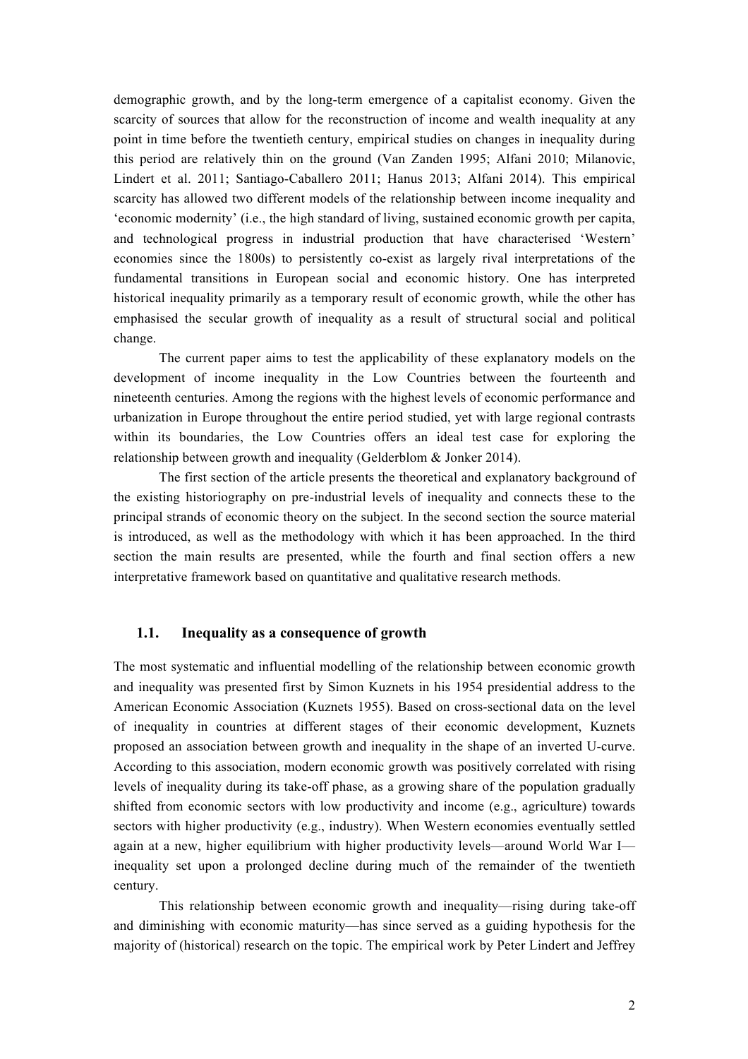demographic growth, and by the long-term emergence of a capitalist economy. Given the scarcity of sources that allow for the reconstruction of income and wealth inequality at any point in time before the twentieth century, empirical studies on changes in inequality during this period are relatively thin on the ground (Van Zanden 1995; Alfani 2010; Milanovic, Lindert et al. 2011; Santiago-Caballero 2011; Hanus 2013; Alfani 2014). This empirical scarcity has allowed two different models of the relationship between income inequality and 'economic modernity' (i.e., the high standard of living, sustained economic growth per capita, and technological progress in industrial production that have characterised 'Western' economies since the 1800s) to persistently co-exist as largely rival interpretations of the fundamental transitions in European social and economic history. One has interpreted historical inequality primarily as a temporary result of economic growth, while the other has emphasised the secular growth of inequality as a result of structural social and political change.

The current paper aims to test the applicability of these explanatory models on the development of income inequality in the Low Countries between the fourteenth and nineteenth centuries. Among the regions with the highest levels of economic performance and urbanization in Europe throughout the entire period studied, yet with large regional contrasts within its boundaries, the Low Countries offers an ideal test case for exploring the relationship between growth and inequality (Gelderblom & Jonker 2014).

The first section of the article presents the theoretical and explanatory background of the existing historiography on pre-industrial levels of inequality and connects these to the principal strands of economic theory on the subject. In the second section the source material is introduced, as well as the methodology with which it has been approached. In the third section the main results are presented, while the fourth and final section offers a new interpretative framework based on quantitative and qualitative research methods.

### 1.1. Inequality as a consequence of growth

The most systematic and influential modelling of the relationship between economic growth and inequality was presented first by Simon Kuznets in his 1954 presidential address to the American Economic Association (Kuznets 1955). Based on cross-sectional data on the level of inequality in countries at different stages of their economic development, Kuznets proposed an association between growth and inequality in the shape of an inverted U-curve. According to this association, modern economic growth was positively correlated with rising levels of inequality during its take-off phase, as a growing share of the population gradually shifted from economic sectors with low productivity and income (e.g., agriculture) towards sectors with higher productivity (e.g., industry). When Western economies eventually settled again at a new, higher equilibrium with higher productivity levels—around World War I—inequality set upon a prolonged decline during much of the remainder of the twentieth century.

This relationship between economic growth and inequality—rising during take-off and diminishing with economic maturity—has since served as a guiding hypothesis for the majority of (historical) research on the topic. The empirical work by Peter Lindert and Jeffrey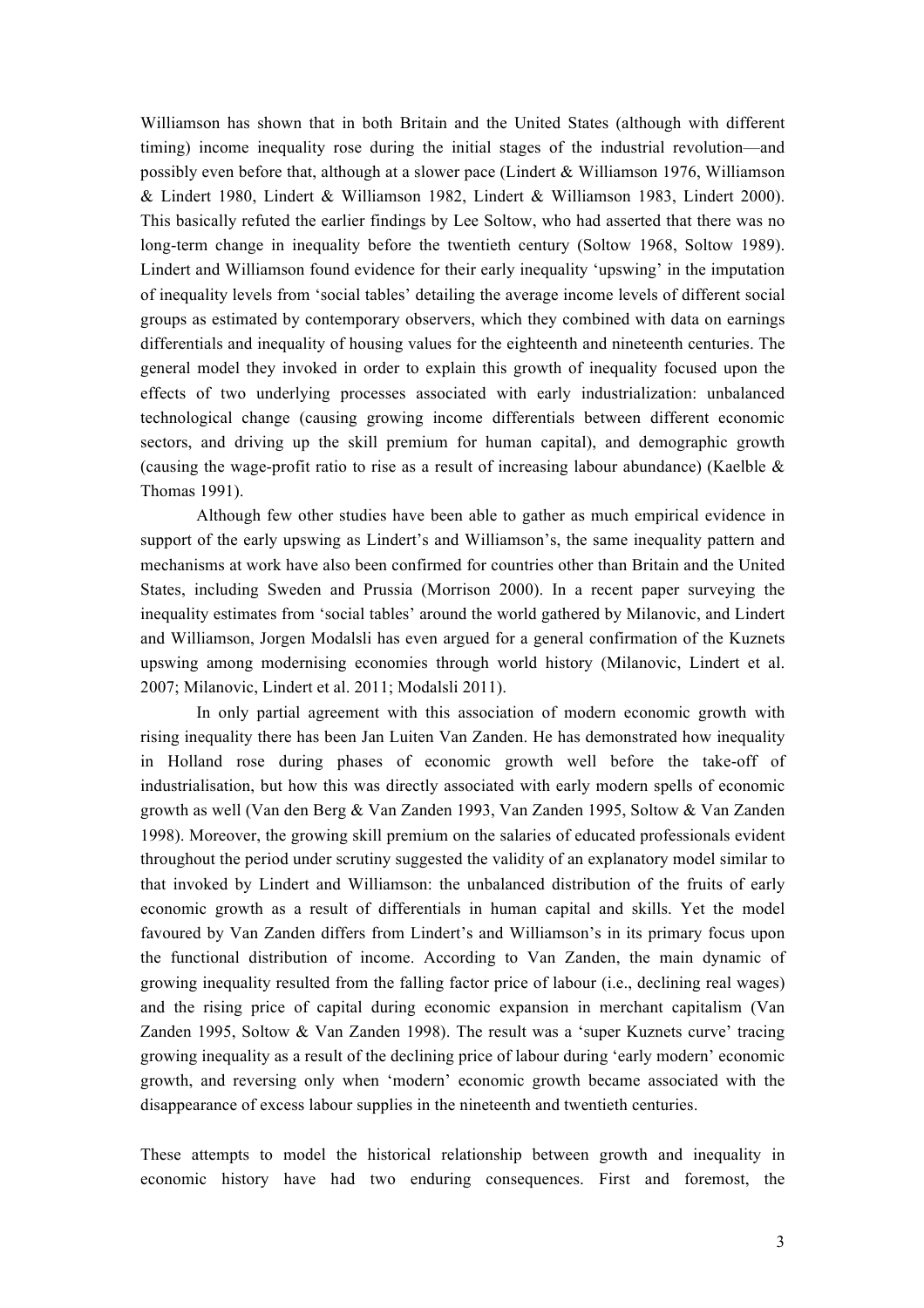Williamson has shown that in both Britain and the United States (although with different timing) income inequality rose during the initial stages of the industrial revolution—and possibly even before that, although at a slower pace (Lindert & Williamson 1976, Williamson & Lindert 1980, Lindert & Williamson 1982, Lindert & Williamson 1983, Lindert 2000). This basically refuted the earlier findings by Lee Soltow, who had asserted that there was no long-term change in inequality before the twentieth century (Soltow 1968, Soltow 1989). Lindert and Williamson found evidence for their early inequality 'upswing' in the imputation of inequality levels from 'social tables' detailing the average income levels of different social groups as estimated by contemporary observers, which they combined with data on earnings differentials and inequality of housing values for the eighteenth and nineteenth centuries. The general model they invoked in order to explain this growth of inequality focused upon the effects of two underlying processes associated with early industrialization: unbalanced technological change (causing growing income differentials between different economic sectors, and driving up the skill premium for human capital), and demographic growth (causing the wage-profit ratio to rise as a result of increasing labour abundance) (Kaelble & Thomas 1991).

Although few other studies have been able to gather as much empirical evidence in support of the early upswing as Lindert's and Williamson's, the same inequality pattern and mechanisms at work have also been confirmed for countries other than Britain and the United States, including Sweden and Prussia (Morrison 2000). In a recent paper surveying the inequality estimates from 'social tables' around the world gathered by Milanovic, and Lindert and Williamson, Jorgen Modalsli has even argued for a general confirmation of the Kuznets upswing among modernising economies through world history (Milanovic, Lindert et al. 2007; Milanovic, Lindert et al. 2011; Modalsli 2011).

In only partial agreement with this association of modern economic growth with rising inequality there has been Jan Luiten Van Zanden. He has demonstrated how inequality in Holland rose during phases of economic growth well before the take-off of industrialisation, but how this was directly associated with early modern spells of economic growth as well (Van den Berg & Van Zanden 1993, Van Zanden 1995, Soltow & Van Zanden 1998). Moreover, the growing skill premium on the salaries of educated professionals evident throughout the period under scrutiny suggested the validity of an explanatory model similar to that invoked by Lindert and Williamson: the unbalanced distribution of the fruits of early economic growth as a result of differentials in human capital and skills. Yet the model favoured by Van Zanden differs from Lindert's and Williamson's in its primary focus upon the functional distribution of income. According to Van Zanden, the main dynamic of growing inequality resulted from the falling factor price of labour (i.e., declining real wages) and the rising price of capital during economic expansion in merchant capitalism (Van Zanden 1995, Soltow & Van Zanden 1998). The result was a 'super Kuznets curve' tracing growing inequality as a result of the declining price of labour during 'early modern' economic growth, and reversing only when 'modern' economic growth became associated with the disappearance of excess labour supplies in the nineteenth and twentieth centuries.

These attempts to model the historical relationship between growth and inequality in economic history have had two enduring consequences. First and foremost, the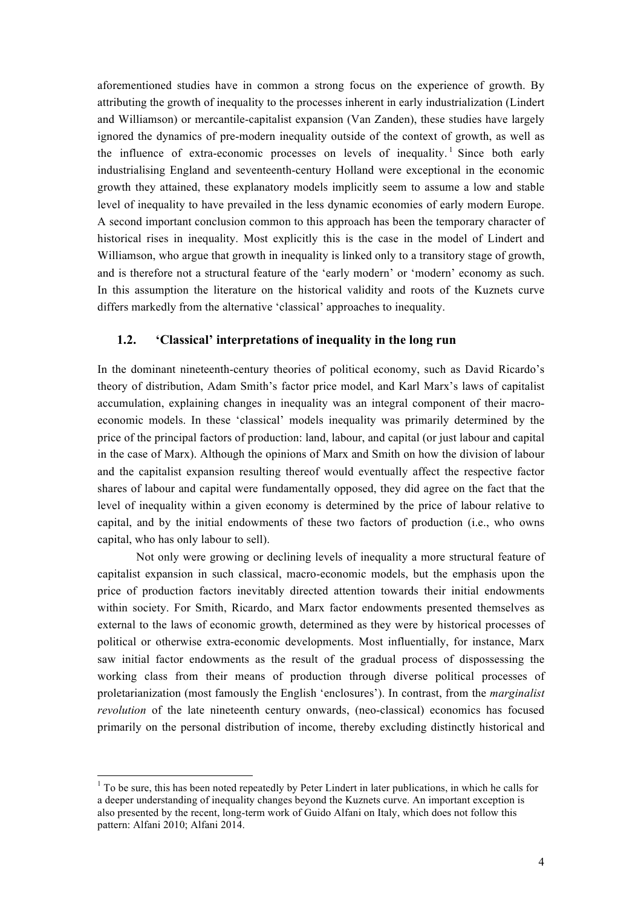aforementioned studies have in common a strong focus on the experience of growth. By attributing the growth of inequality to the processes inherent in early industrialization (Lindert and Williamson) or mercantile-capitalist expansion (Van Zanden), these studies have largely ignored the dynamics of pre-modern inequality outside of the context of growth, as well as the influence of extra-economic processes on levels of inequality.[1] Since both early industrialising England and seventeenth-century Holland were exceptional in the economic growth they attained, these explanatory models implicitly seem to assume a low and stable level of inequality to have prevailed in the less dynamic economies of early modern Europe. A second important conclusion common to this approach has been the temporary character of historical rises in inequality. Most explicitly this is the case in the model of Lindert and Williamson, who argue that growth in inequality is linked only to a transitory stage of growth, and is therefore not a structural feature of the 'early modern' or 'modern' economy as such. In this assumption the literature on the historical validity and roots of the Kuznets curve differs markedly from the alternative 'classical' approaches to inequality.

### 1.2. 'Classical' interpretations of inequality in the long run

In the dominant nineteenth-century theories of political economy, such as David Ricardo's theory of distribution, Adam Smith's factor price model, and Karl Marx's laws of capitalist accumulation, explaining changes in inequality was an integral component of their macro-economic models. In these 'classical' models inequality was primarily determined by the price of the principal factors of production: land, labour, and capital (or just labour and capital in the case of Marx). Although the opinions of Marx and Smith on how the division of labour and the capitalist expansion resulting thereof would eventually affect the respective factor shares of labour and capital were fundamentally opposed, they did agree on the fact that the level of inequality within a given economy is determined by the price of labour relative to capital, and by the initial endowments of these two factors of production (i.e., who owns capital, who has only labour to sell).

Not only were growing or declining levels of inequality a more structural feature of capitalist expansion in such classical, macro-economic models, but the emphasis upon the price of production factors inevitably directed attention towards their initial endowments within society. For Smith, Ricardo, and Marx factor endowments presented themselves as external to the laws of economic growth, determined as they were by historical processes of political or otherwise extra-economic developments. Most influentially, for instance, Marx saw initial factor endowments as the result of the gradual process of dispossessing the working class from their means of production through diverse political processes of proletarianization (most famously the English 'enclosures'). In contrast, from the *marginalist revolution* of the late nineteenth century onwards, (neo-classical) economics has focused primarily on the personal distribution of income, thereby excluding distinctly historical and

---

[1] To be sure, this has been noted repeatedly by Peter Lindert in later publications, in which he calls for a deeper understanding of inequality changes beyond the Kuznets curve. An important exception is also presented by the recent, long-term work of Guido Alfani on Italy, which does not follow this pattern: Alfani 2010; Alfani 2014.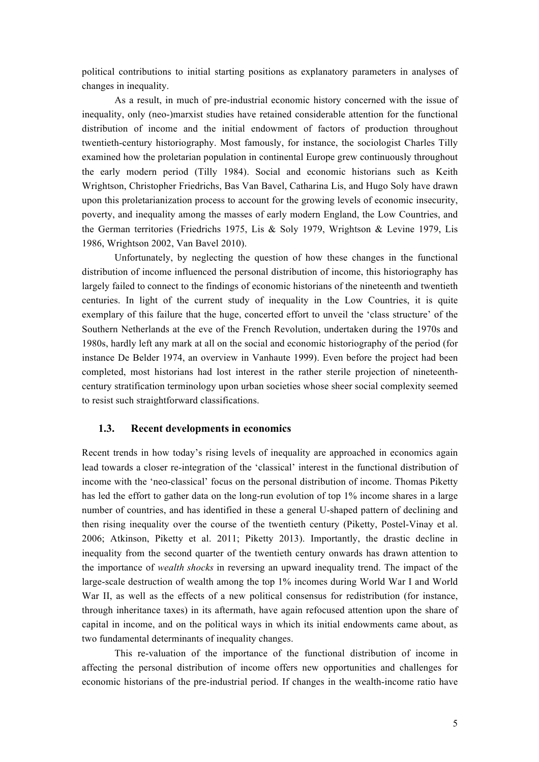political contributions to initial starting positions as explanatory parameters in analyses of changes in inequality.

As a result, in much of pre-industrial economic history concerned with the issue of inequality, only (neo-)marxist studies have retained considerable attention for the functional distribution of income and the initial endowment of factors of production throughout twentieth-century historiography. Most famously, for instance, the sociologist Charles Tilly examined how the proletarian population in continental Europe grew continuously throughout the early modern period (Tilly 1984). Social and economic historians such as Keith Wrightson, Christopher Friedrichs, Bas Van Bavel, Catharina Lis, and Hugo Soly have drawn upon this proletarianization process to account for the growing levels of economic insecurity, poverty, and inequality among the masses of early modern England, the Low Countries, and the German territories (Friedrichs 1975, Lis & Soly 1979, Wrightson & Levine 1979, Lis 1986, Wrightson 2002, Van Bavel 2010).

Unfortunately, by neglecting the question of how these changes in the functional distribution of income influenced the personal distribution of income, this historiography has largely failed to connect to the findings of economic historians of the nineteenth and twentieth centuries. In light of the current study of inequality in the Low Countries, it is quite exemplary of this failure that the huge, concerted effort to unveil the 'class structure' of the Southern Netherlands at the eve of the French Revolution, undertaken during the 1970s and 1980s, hardly left any mark at all on the social and economic historiography of the period (for instance De Belder 1974, an overview in Vanhaute 1999). Even before the project had been completed, most historians had lost interest in the rather sterile projection of nineteenth-century stratification terminology upon urban societies whose sheer social complexity seemed to resist such straightforward classifications.

### 1.3. Recent developments in economics

Recent trends in how today's rising levels of inequality are approached in economics again lead towards a closer re-integration of the 'classical' interest in the functional distribution of income with the 'neo-classical' focus on the personal distribution of income. Thomas Piketty has led the effort to gather data on the long-run evolution of top 1% income shares in a large number of countries, and has identified in these a general U-shaped pattern of declining and then rising inequality over the course of the twentieth century (Piketty, Postel-Vinay et al. 2006; Atkinson, Piketty et al. 2011; Piketty 2013). Importantly, the drastic decline in inequality from the second quarter of the twentieth century onwards has drawn attention to the importance of *wealth shocks* in reversing an upward inequality trend. The impact of the large-scale destruction of wealth among the top 1% incomes during World War I and World War II, as well as the effects of a new political consensus for redistribution (for instance, through inheritance taxes) in its aftermath, have again refocused attention upon the share of capital in income, and on the political ways in which its initial endowments came about, as two fundamental determinants of inequality changes.

This re-valuation of the importance of the functional distribution of income in affecting the personal distribution of income offers new opportunities and challenges for economic historians of the pre-industrial period. If changes in the wealth-income ratio have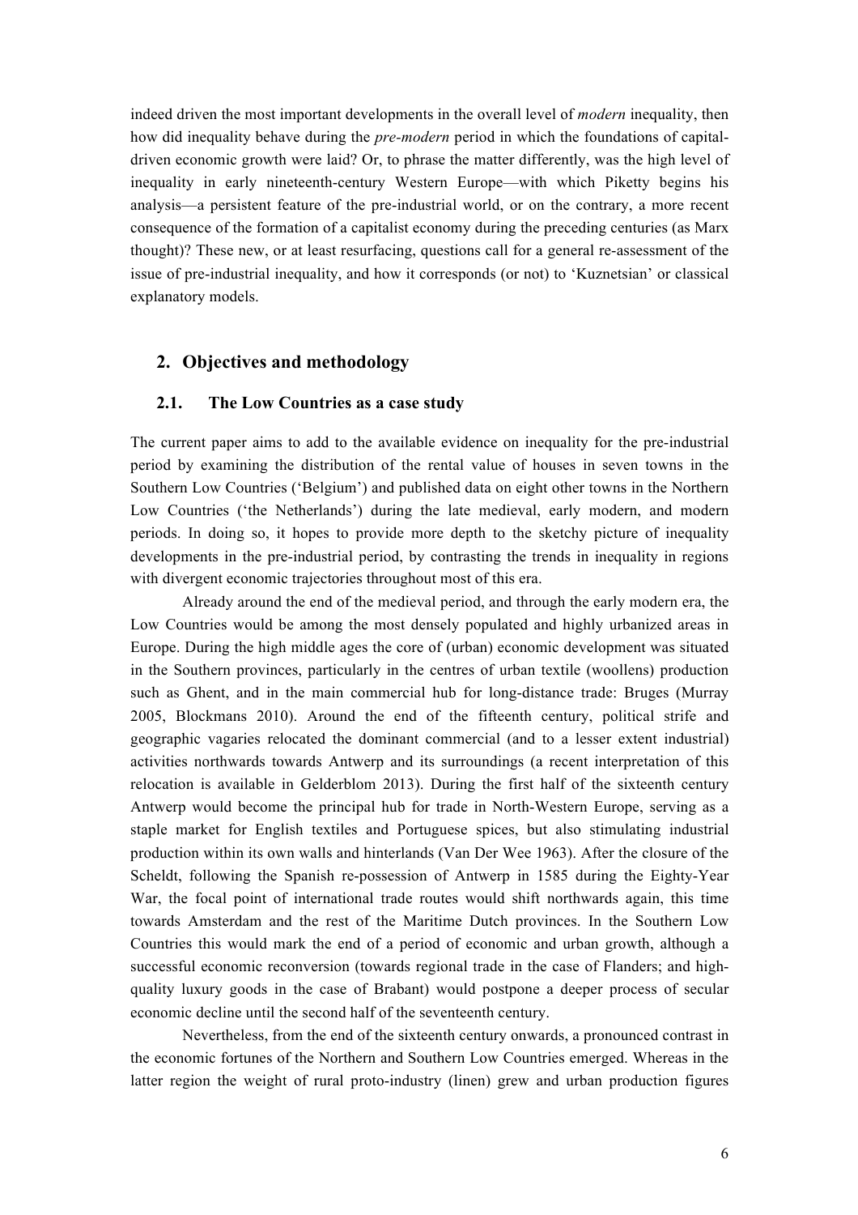indeed driven the most important developments in the overall level of *modern* inequality, then how did inequality behave during the *pre-modern* period in which the foundations of capital-driven economic growth were laid? Or, to phrase the matter differently, was the high level of inequality in early nineteenth-century Western Europe—with which Piketty begins his analysis—a persistent feature of the pre-industrial world, or on the contrary, a more recent consequence of the formation of a capitalist economy during the preceding centuries (as Marx thought)? These new, or at least resurfacing, questions call for a general re-assessment of the issue of pre-industrial inequality, and how it corresponds (or not) to 'Kuznetsian' or classical explanatory models.

## 2. Objectives and methodology

### 2.1. The Low Countries as a case study

The current paper aims to add to the available evidence on inequality for the pre-industrial period by examining the distribution of the rental value of houses in seven towns in the Southern Low Countries ('Belgium') and published data on eight other towns in the Northern Low Countries ('the Netherlands') during the late medieval, early modern, and modern periods. In doing so, it hopes to provide more depth to the sketchy picture of inequality developments in the pre-industrial period, by contrasting the trends in inequality in regions with divergent economic trajectories throughout most of this era.

Already around the end of the medieval period, and through the early modern era, the Low Countries would be among the most densely populated and highly urbanized areas in Europe. During the high middle ages the core of (urban) economic development was situated in the Southern provinces, particularly in the centres of urban textile (woollens) production such as Ghent, and in the main commercial hub for long-distance trade: Bruges (Murray 2005, Blockmans 2010). Around the end of the fifteenth century, political strife and geographic vagaries relocated the dominant commercial (and to a lesser extent industrial) activities northwards towards Antwerp and its surroundings (a recent interpretation of this relocation is available in Gelderblom 2013). During the first half of the sixteenth century Antwerp would become the principal hub for trade in North-Western Europe, serving as a staple market for English textiles and Portuguese spices, but also stimulating industrial production within its own walls and hinterlands (Van Der Wee 1963). After the closure of the Scheldt, following the Spanish re-possession of Antwerp in 1585 during the Eighty-Year War, the focal point of international trade routes would shift northwards again, this time towards Amsterdam and the rest of the Maritime Dutch provinces. In the Southern Low Countries this would mark the end of a period of economic and urban growth, although a successful economic reconversion (towards regional trade in the case of Flanders; and high-quality luxury goods in the case of Brabant) would postpone a deeper process of secular economic decline until the second half of the seventeenth century.

Nevertheless, from the end of the sixteenth century onwards, a pronounced contrast in the economic fortunes of the Northern and Southern Low Countries emerged. Whereas in the latter region the weight of rural proto-industry (linen) grew and urban production figures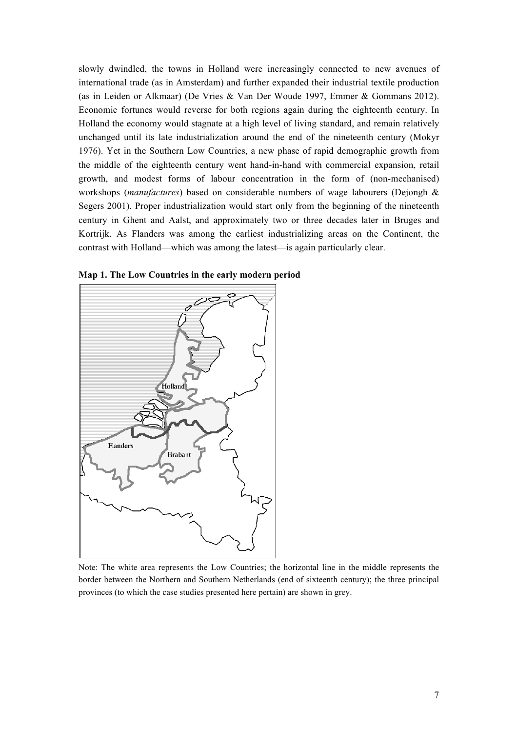slowly dwindled, the towns in Holland were increasingly connected to new avenues of international trade (as in Amsterdam) and further expanded their industrial textile production (as in Leiden or Alkmaar) (De Vries & Van Der Woude 1997, Emmer & Gommans 2012). Economic fortunes would reverse for both regions again during the eighteenth century. In Holland the economy would stagnate at a high level of living standard, and remain relatively unchanged until its late industrialization around the end of the nineteenth century (Mokyr 1976). Yet in the Southern Low Countries, a new phase of rapid demographic growth from the middle of the eighteenth century went hand-in-hand with commercial expansion, retail growth, and modest forms of labour concentration in the form of (non-mechanised) workshops (*manufactures*) based on considerable numbers of wage labourers (Dejongh & Segers 2001). Proper industrialization would start only from the beginning of the nineteenth century in Ghent and Aalst, and approximately two or three decades later in Bruges and Kortrijk. As Flanders was among the earliest industrializing areas on the Continent, the contrast with Holland—which was among the latest—is again particularly clear.

**Map 1. The Low Countries in the early modern period**

Note: The white area represents the Low Countries; the horizontal line in the middle represents the border between the Northern and Southern Netherlands (end of sixteenth century); the three principal provinces (to which the case studies presented here pertain) are shown in grey.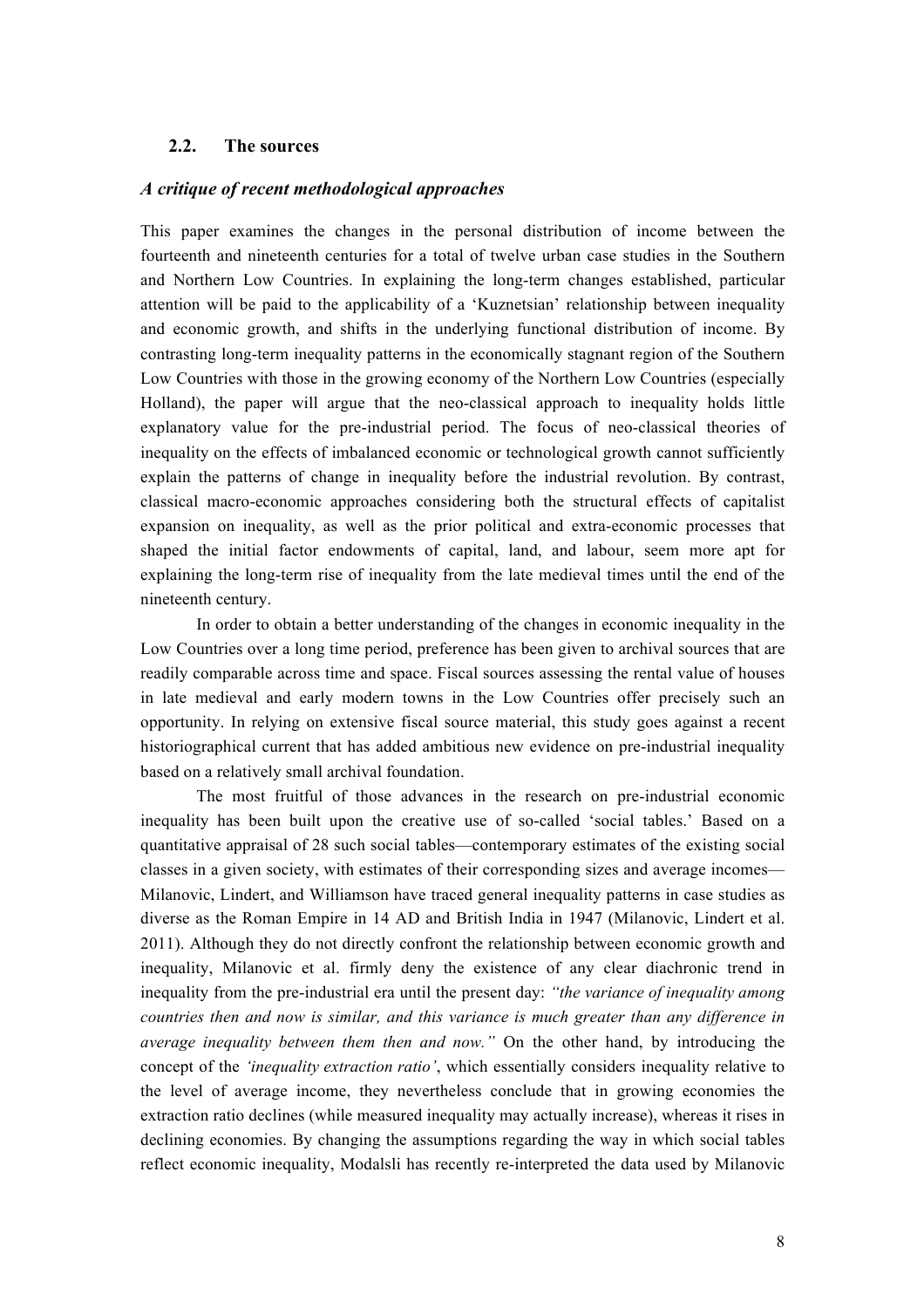## 2.2. The sources

### *A critique of recent methodological approaches*

This paper examines the changes in the personal distribution of income between the fourteenth and nineteenth centuries for a total of twelve urban case studies in the Southern and Northern Low Countries. In explaining the long-term changes established, particular attention will be paid to the applicability of a 'Kuznetsian' relationship between inequality and economic growth, and shifts in the underlying functional distribution of income. By contrasting long-term inequality patterns in the economically stagnant region of the Southern Low Countries with those in the growing economy of the Northern Low Countries (especially Holland), the paper will argue that the neo-classical approach to inequality holds little explanatory value for the pre-industrial period. The focus of neo-classical theories of inequality on the effects of imbalanced economic or technological growth cannot sufficiently explain the patterns of change in inequality before the industrial revolution. By contrast, classical macro-economic approaches considering both the structural effects of capitalist expansion on inequality, as well as the prior political and extra-economic processes that shaped the initial factor endowments of capital, land, and labour, seem more apt for explaining the long-term rise of inequality from the late medieval times until the end of the nineteenth century.

In order to obtain a better understanding of the changes in economic inequality in the Low Countries over a long time period, preference has been given to archival sources that are readily comparable across time and space. Fiscal sources assessing the rental value of houses in late medieval and early modern towns in the Low Countries offer precisely such an opportunity. In relying on extensive fiscal source material, this study goes against a recent historiographical current that has added ambitious new evidence on pre-industrial inequality based on a relatively small archival foundation.

The most fruitful of those advances in the research on pre-industrial economic inequality has been built upon the creative use of so-called 'social tables.' Based on a quantitative appraisal of 28 such social tables—contemporary estimates of the existing social classes in a given society, with estimates of their corresponding sizes and average incomes—Milanovic, Lindert, and Williamson have traced general inequality patterns in case studies as diverse as the Roman Empire in 14 AD and British India in 1947 (Milanovic, Lindert et al. 2011). Although they do not directly confront the relationship between economic growth and inequality, Milanovic et al. firmly deny the existence of any clear diachronic trend in inequality from the pre-industrial era until the present day: *"the variance of inequality among countries then and now is similar, and this variance is much greater than any difference in average inequality between them then and now."* On the other hand, by introducing the concept of the *'inequality extraction ratio'*, which essentially considers inequality relative to the level of average income, they nevertheless conclude that in growing economies the extraction ratio declines (while measured inequality may actually increase), whereas it rises in declining economies. By changing the assumptions regarding the way in which social tables reflect economic inequality, Modalsli has recently re-interpreted the data used by Milanovic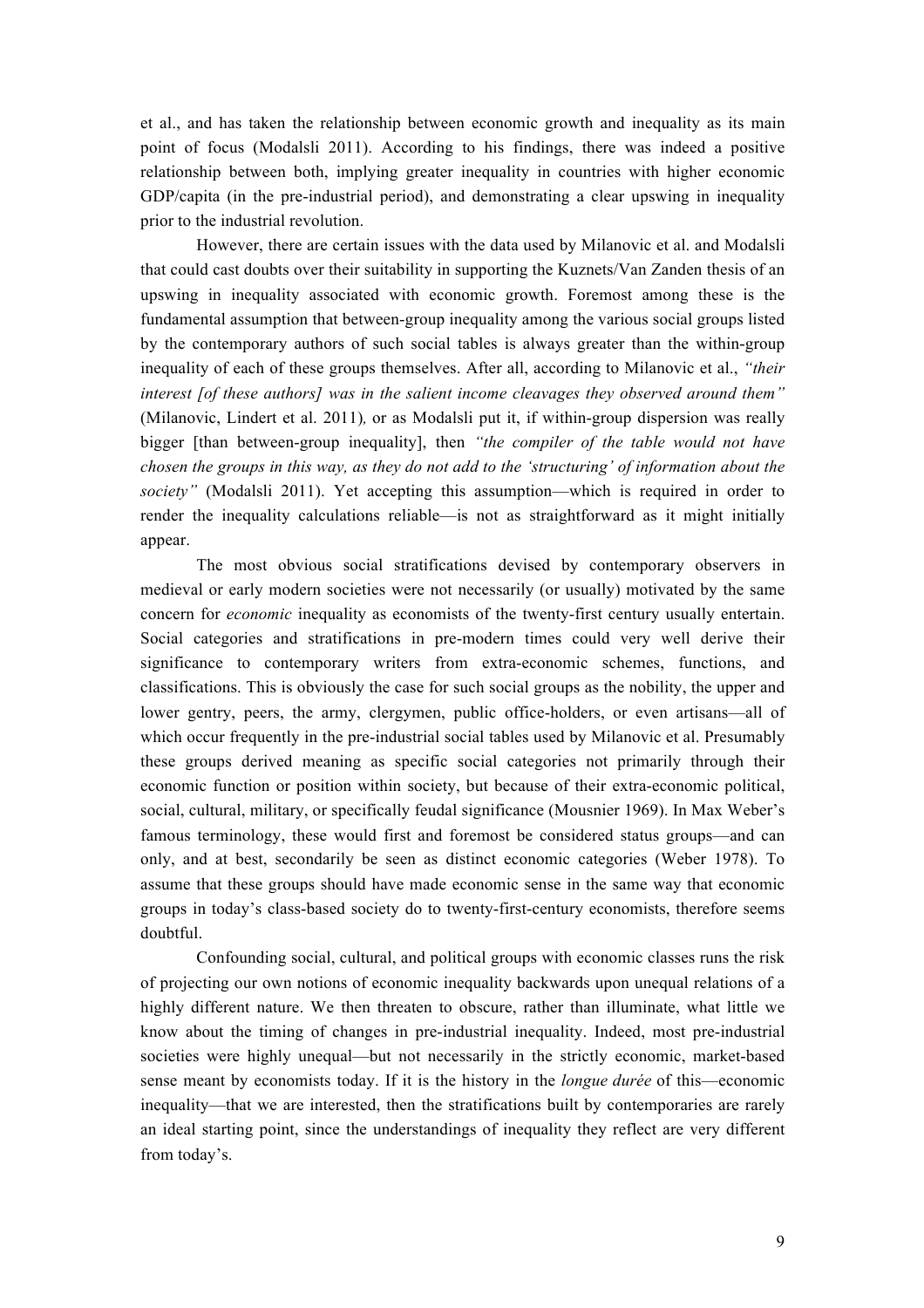et al., and has taken the relationship between economic growth and inequality as its main point of focus (Modalsli 2011). According to his findings, there was indeed a positive relationship between both, implying greater inequality in countries with higher economic GDP/capita (in the pre-industrial period), and demonstrating a clear upswing in inequality prior to the industrial revolution.

However, there are certain issues with the data used by Milanovic et al. and Modalsli that could cast doubts over their suitability in supporting the Kuznets/Van Zanden thesis of an upswing in inequality associated with economic growth. Foremost among these is the fundamental assumption that between-group inequality among the various social groups listed by the contemporary authors of such social tables is always greater than the within-group inequality of each of these groups themselves. After all, according to Milanovic et al., *"their interest [of these authors] was in the salient income cleavages they observed around them"* (Milanovic, Lindert et al. 2011)*,* or as Modalsli put it, if within-group dispersion was really bigger [than between-group inequality], then *"the compiler of the table would not have chosen the groups in this way, as they do not add to the 'structuring' of information about the society"* (Modalsli 2011). Yet accepting this assumption—which is required in order to render the inequality calculations reliable—is not as straightforward as it might initially appear.

The most obvious social stratifications devised by contemporary observers in medieval or early modern societies were not necessarily (or usually) motivated by the same concern for *economic* inequality as economists of the twenty-first century usually entertain. Social categories and stratifications in pre-modern times could very well derive their significance to contemporary writers from extra-economic schemes, functions, and classifications. This is obviously the case for such social groups as the nobility, the upper and lower gentry, peers, the army, clergymen, public office-holders, or even artisans—all of which occur frequently in the pre-industrial social tables used by Milanovic et al. Presumably these groups derived meaning as specific social categories not primarily through their economic function or position within society, but because of their extra-economic political, social, cultural, military, or specifically feudal significance (Mousnier 1969). In Max Weber's famous terminology, these would first and foremost be considered status groups—and can only, and at best, secondarily be seen as distinct economic categories (Weber 1978). To assume that these groups should have made economic sense in the same way that economic groups in today's class-based society do to twenty-first-century economists, therefore seems doubtful.

Confounding social, cultural, and political groups with economic classes runs the risk of projecting our own notions of economic inequality backwards upon unequal relations of a highly different nature. We then threaten to obscure, rather than illuminate, what little we know about the timing of changes in pre-industrial inequality. Indeed, most pre-industrial societies were highly unequal—but not necessarily in the strictly economic, market-based sense meant by economists today. If it is the history in the *longue durée* of this—economic inequality—that we are interested, then the stratifications built by contemporaries are rarely an ideal starting point, since the understandings of inequality they reflect are very different from today's.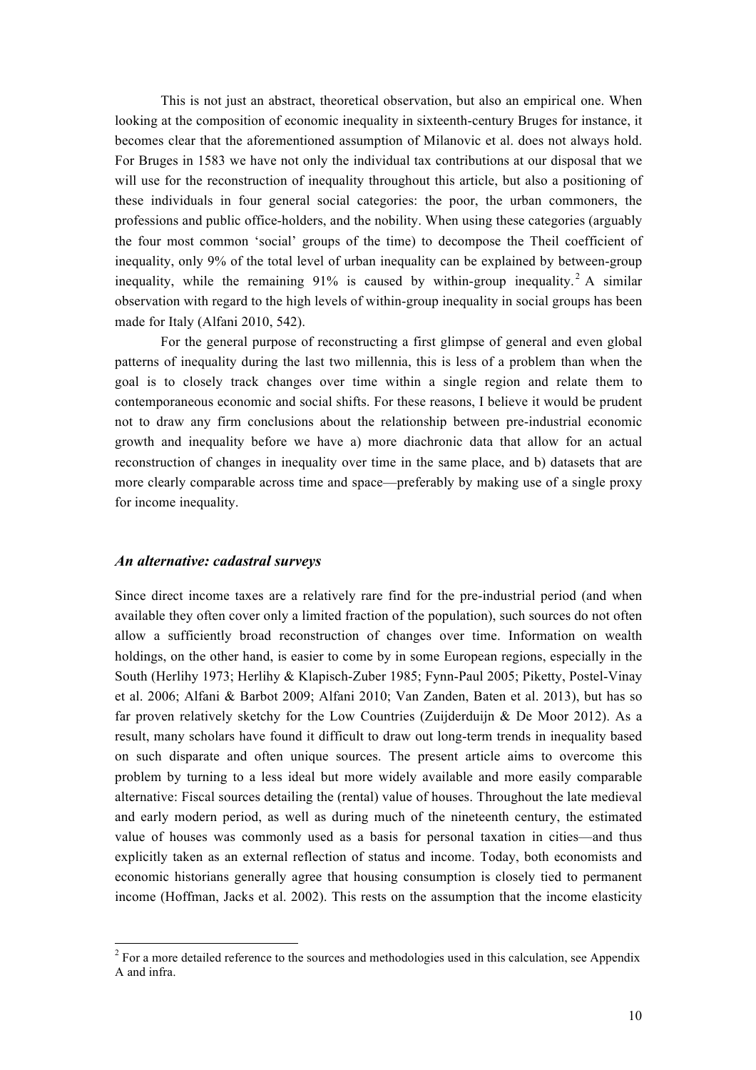This is not just an abstract, theoretical observation, but also an empirical one. When looking at the composition of economic inequality in sixteenth-century Bruges for instance, it becomes clear that the aforementioned assumption of Milanovic et al. does not always hold. For Bruges in 1583 we have not only the individual tax contributions at our disposal that we will use for the reconstruction of inequality throughout this article, but also a positioning of these individuals in four general social categories: the poor, the urban commoners, the professions and public office-holders, and the nobility. When using these categories (arguably the four most common 'social' groups of the time) to decompose the Theil coefficient of inequality, only 9% of the total level of urban inequality can be explained by between-group inequality, while the remaining 91% is caused by within-group inequality.[2] A similar observation with regard to the high levels of within-group inequality in social groups has been made for Italy (Alfani 2010, 542).

For the general purpose of reconstructing a first glimpse of general and even global patterns of inequality during the last two millennia, this is less of a problem than when the goal is to closely track changes over time within a single region and relate them to contemporaneous economic and social shifts. For these reasons, I believe it would be prudent not to draw any firm conclusions about the relationship between pre-industrial economic growth and inequality before we have a) more diachronic data that allow for an actual reconstruction of changes in inequality over time in the same place, and b) datasets that are more clearly comparable across time and space—preferably by making use of a single proxy for income inequality.

### *An alternative: cadastral surveys*

Since direct income taxes are a relatively rare find for the pre-industrial period (and when available they often cover only a limited fraction of the population), such sources do not often allow a sufficiently broad reconstruction of changes over time. Information on wealth holdings, on the other hand, is easier to come by in some European regions, especially in the South (Herlihy 1973; Herlihy & Klapisch-Zuber 1985; Fynn-Paul 2005; Piketty, Postel-Vinay et al. 2006; Alfani & Barbot 2009; Alfani 2010; Van Zanden, Baten et al. 2013), but has so far proven relatively sketchy for the Low Countries (Zuijderduijn & De Moor 2012). As a result, many scholars have found it difficult to draw out long-term trends in inequality based on such disparate and often unique sources. The present article aims to overcome this problem by turning to a less ideal but more widely available and more easily comparable alternative: Fiscal sources detailing the (rental) value of houses. Throughout the late medieval and early modern period, as well as during much of the nineteenth century, the estimated value of houses was commonly used as a basis for personal taxation in cities—and thus explicitly taken as an external reflection of status and income. Today, both economists and economic historians generally agree that housing consumption is closely tied to permanent income (Hoffman, Jacks et al. 2002). This rests on the assumption that the income elasticity

[2] For a more detailed reference to the sources and methodologies used in this calculation, see Appendix A and infra.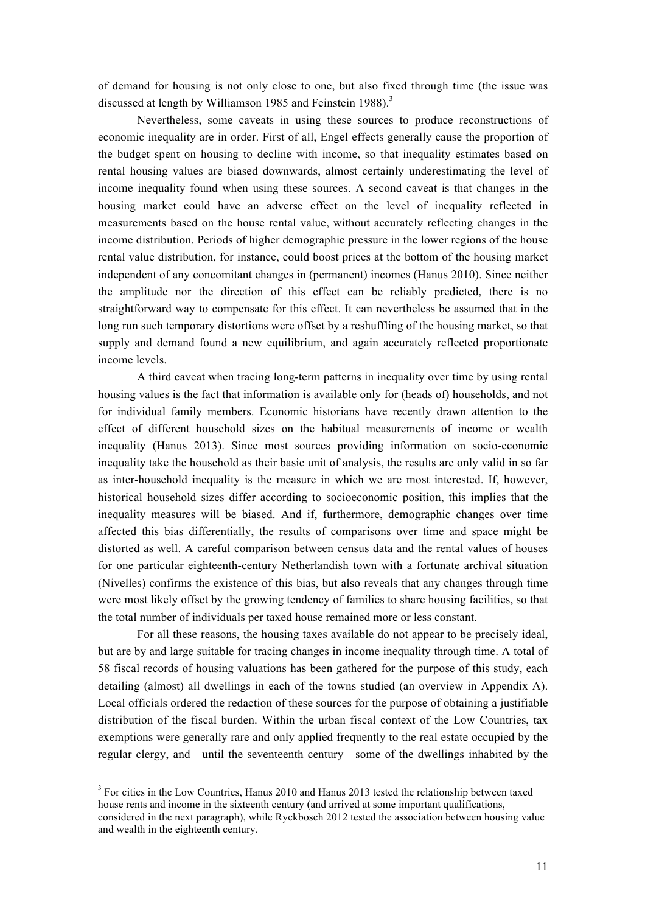of demand for housing is not only close to one, but also fixed through time (the issue was discussed at length by Williamson 1985 and Feinstein 1988).[3]

Nevertheless, some caveats in using these sources to produce reconstructions of economic inequality are in order. First of all, Engel effects generally cause the proportion of the budget spent on housing to decline with income, so that inequality estimates based on rental housing values are biased downwards, almost certainly underestimating the level of income inequality found when using these sources. A second caveat is that changes in the housing market could have an adverse effect on the level of inequality reflected in measurements based on the house rental value, without accurately reflecting changes in the income distribution. Periods of higher demographic pressure in the lower regions of the house rental value distribution, for instance, could boost prices at the bottom of the housing market independent of any concomitant changes in (permanent) incomes (Hanus 2010). Since neither the amplitude nor the direction of this effect can be reliably predicted, there is no straightforward way to compensate for this effect. It can nevertheless be assumed that in the long run such temporary distortions were offset by a reshuffling of the housing market, so that supply and demand found a new equilibrium, and again accurately reflected proportionate income levels.

A third caveat when tracing long-term patterns in inequality over time by using rental housing values is the fact that information is available only for (heads of) households, and not for individual family members. Economic historians have recently drawn attention to the effect of different household sizes on the habitual measurements of income or wealth inequality (Hanus 2013). Since most sources providing information on socio-economic inequality take the household as their basic unit of analysis, the results are only valid in so far as inter-household inequality is the measure in which we are most interested. If, however, historical household sizes differ according to socioeconomic position, this implies that the inequality measures will be biased. And if, furthermore, demographic changes over time affected this bias differentially, the results of comparisons over time and space might be distorted as well. A careful comparison between census data and the rental values of houses for one particular eighteenth-century Netherlandish town with a fortunate archival situation (Nivelles) confirms the existence of this bias, but also reveals that any changes through time were most likely offset by the growing tendency of families to share housing facilities, so that the total number of individuals per taxed house remained more or less constant.

For all these reasons, the housing taxes available do not appear to be precisely ideal, but are by and large suitable for tracing changes in income inequality through time. A total of 58 fiscal records of housing valuations has been gathered for the purpose of this study, each detailing (almost) all dwellings in each of the towns studied (an overview in Appendix A). Local officials ordered the redaction of these sources for the purpose of obtaining a justifiable distribution of the fiscal burden. Within the urban fiscal context of the Low Countries, tax exemptions were generally rare and only applied frequently to the real estate occupied by the regular clergy, and—until the seventeenth century—some of the dwellings inhabited by the

[3] For cities in the Low Countries, Hanus 2010 and Hanus 2013 tested the relationship between taxed house rents and income in the sixteenth century (and arrived at some important qualifications, considered in the next paragraph), while Ryckbosch 2012 tested the association between housing value and wealth in the eighteenth century.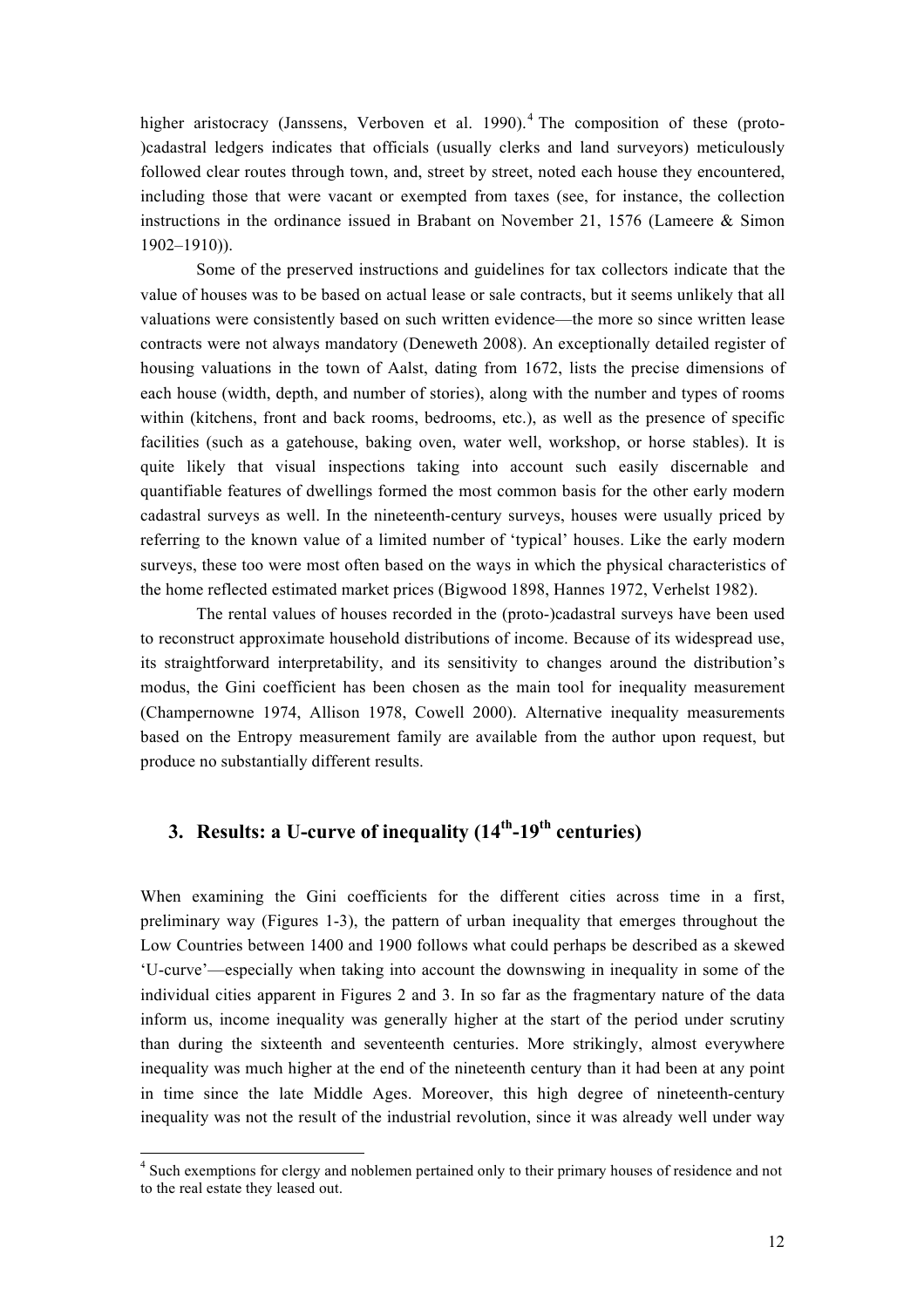higher aristocracy (Janssens, Verboven et al. 1990).[4] The composition of these (proto-)cadastral ledgers indicates that officials (usually clerks and land surveyors) meticulously followed clear routes through town, and, street by street, noted each house they encountered, including those that were vacant or exempted from taxes (see, for instance, the collection instructions in the ordinance issued in Brabant on November 21, 1576 (Lameere & Simon 1902–1910)).

Some of the preserved instructions and guidelines for tax collectors indicate that the value of houses was to be based on actual lease or sale contracts, but it seems unlikely that all valuations were consistently based on such written evidence—the more so since written lease contracts were not always mandatory (Deneweth 2008). An exceptionally detailed register of housing valuations in the town of Aalst, dating from 1672, lists the precise dimensions of each house (width, depth, and number of stories), along with the number and types of rooms within (kitchens, front and back rooms, bedrooms, etc.), as well as the presence of specific facilities (such as a gatehouse, baking oven, water well, workshop, or horse stables). It is quite likely that visual inspections taking into account such easily discernable and quantifiable features of dwellings formed the most common basis for the other early modern cadastral surveys as well. In the nineteenth-century surveys, houses were usually priced by referring to the known value of a limited number of 'typical' houses. Like the early modern surveys, these too were most often based on the ways in which the physical characteristics of the home reflected estimated market prices (Bigwood 1898, Hannes 1972, Verhelst 1982).

The rental values of houses recorded in the (proto-)cadastral surveys have been used to reconstruct approximate household distributions of income. Because of its widespread use, its straightforward interpretability, and its sensitivity to changes around the distribution's modus, the Gini coefficient has been chosen as the main tool for inequality measurement (Champernowne 1974, Allison 1978, Cowell 2000). Alternative inequality measurements based on the Entropy measurement family are available from the author upon request, but produce no substantially different results.

## 3. Results: a U-curve of inequality (14th-19th centuries)

When examining the Gini coefficients for the different cities across time in a first, preliminary way (Figures 1-3), the pattern of urban inequality that emerges throughout the Low Countries between 1400 and 1900 follows what could perhaps be described as a skewed 'U-curve'—especially when taking into account the downswing in inequality in some of the individual cities apparent in Figures 2 and 3. In so far as the fragmentary nature of the data inform us, income inequality was generally higher at the start of the period under scrutiny than during the sixteenth and seventeenth centuries. More strikingly, almost everywhere inequality was much higher at the end of the nineteenth century than it had been at any point in time since the late Middle Ages. Moreover, this high degree of nineteenth-century inequality was not the result of the industrial revolution, since it was already well under way

[4] Such exemptions for clergy and noblemen pertained only to their primary houses of residence and not to the real estate they leased out.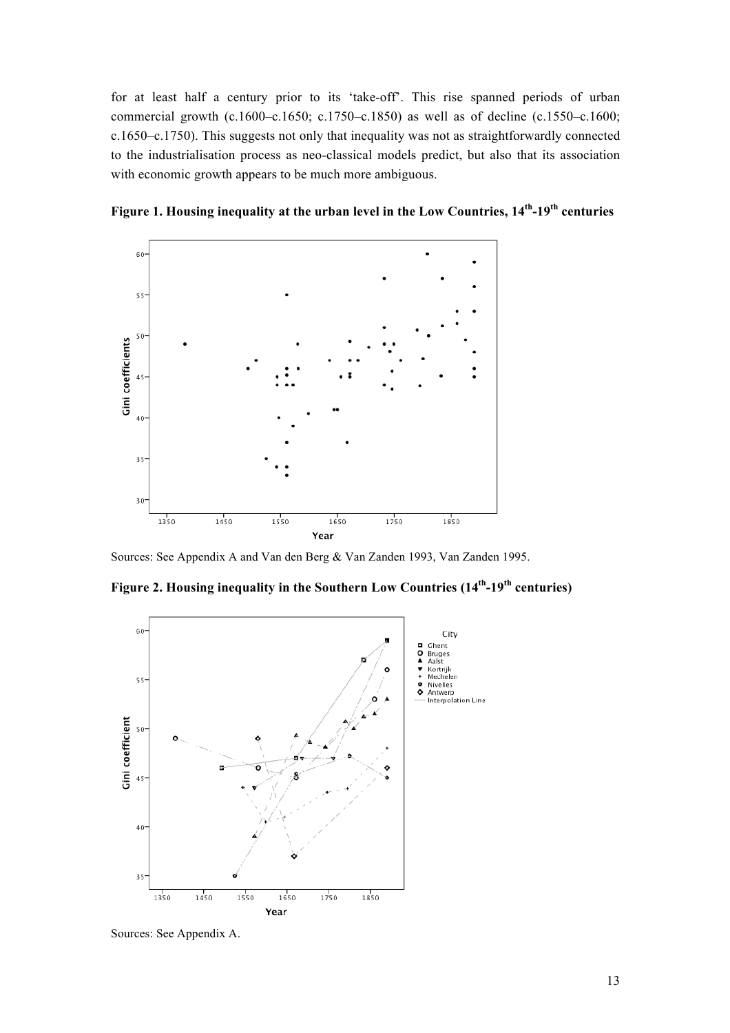for at least half a century prior to its 'take-off'. This rise spanned periods of urban commercial growth (c.1600–c.1650; c.1750–c.1850) as well as of decline (c.1550–c.1600; c.1650–c.1750). This suggests not only that inequality was not as straightforwardly connected to the industrialisation process as neo-classical models predict, but also that its association with economic growth appears to be much more ambiguous.

**Figure 1. Housing inequality at the urban level in the Low Countries, 14th-19th centuries**

Sources: See Appendix A and Van den Berg & Van Zanden 1993, Van Zanden 1995.

**Figure 2. Housing inequality in the Southern Low Countries (14th-19th centuries)**

Sources: See Appendix A.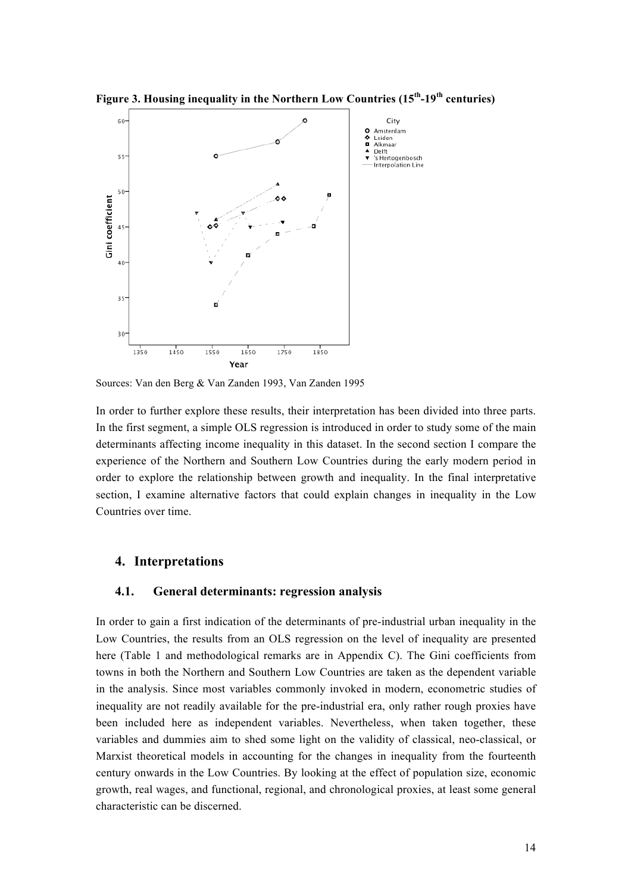**Figure 3. Housing inequality in the Northern Low Countries (15th-19th centuries)**

Sources: Van den Berg & Van Zanden 1993, Van Zanden 1995

In order to further explore these results, their interpretation has been divided into three parts. In the first segment, a simple OLS regression is introduced in order to study some of the main determinants affecting income inequality in this dataset. In the second section I compare the experience of the Northern and Southern Low Countries during the early modern period in order to explore the relationship between growth and inequality. In the final interpretative section, I examine alternative factors that could explain changes in inequality in the Low Countries over time.

## 4. Interpretations

### 4.1. General determinants: regression analysis

In order to gain a first indication of the determinants of pre-industrial urban inequality in the Low Countries, the results from an OLS regression on the level of inequality are presented here (Table 1 and methodological remarks are in Appendix C). The Gini coefficients from towns in both the Northern and Southern Low Countries are taken as the dependent variable in the analysis. Since most variables commonly invoked in modern, econometric studies of inequality are not readily available for the pre-industrial era, only rather rough proxies have been included here as independent variables. Nevertheless, when taken together, these variables and dummies aim to shed some light on the validity of classical, neo-classical, or Marxist theoretical models in accounting for the changes in inequality from the fourteenth century onwards in the Low Countries. By looking at the effect of population size, economic growth, real wages, and functional, regional, and chronological proxies, at least some general characteristic can be discerned.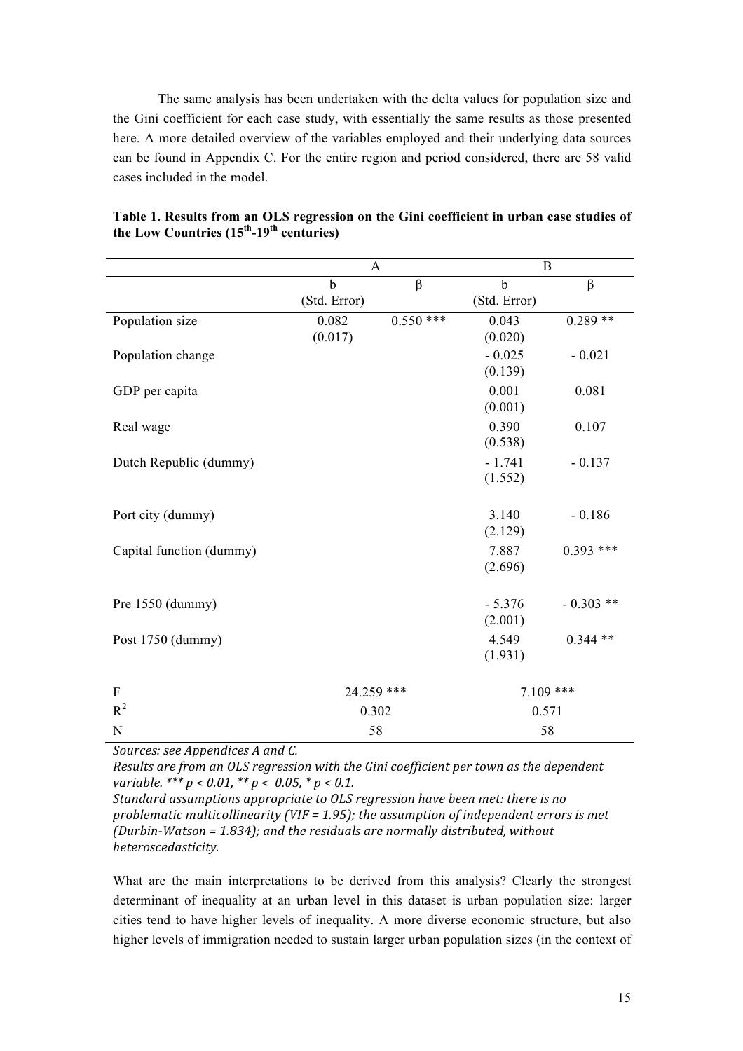The same analysis has been undertaken with the delta values for population size and the Gini coefficient for each case study, with essentially the same results as those presented here. A more detailed overview of the variables employed and their underlying data sources can be found in Appendix C. For the entire region and period considered, there are 58 valid cases included in the model.

**Table 1. Results from an OLS regression on the Gini coefficient in urban case studies of the Low Countries (15th-19th centuries)**

| | A | | B | |
|---|---|---|---|---|
| | b (Std. Error) | β | b (Std. Error) | β |
| Population size | 0.082 (0.017) | 0.550 *** | 0.043 (0.020) | 0.289 ** |
| Population change | | | - 0.025 (0.139) | - 0.021 |
| GDP per capita | | | 0.001 (0.001) | 0.081 |
| Real wage | | | 0.390 (0.538) | 0.107 |
| Dutch Republic (dummy) | | | - 1.741 (1.552) | - 0.137 |
| Port city (dummy) | | | 3.140 (2.129) | - 0.186 |
| Capital function (dummy) | | | 7.887 (2.696) | 0.393 *** |
| Pre 1550 (dummy) | | | - 5.376 (2.001) | - 0.303 ** |
| Post 1750 (dummy) | | | 4.549 (1.931) | 0.344 ** |
| F | 24.259 *** | | 7.109 *** | |
| $R^2$ | 0.302 | | 0.571 | |
| N | 58 | | 58 | |

*Sources: see Appendices A and C.*
*Results are from an OLS regression with the Gini coefficient per town as the dependent variable. *** p < 0.01, ** p < 0.05, * p < 0.1.*
*Standard assumptions appropriate to OLS regression have been met: there is no problematic multicollinearity (VIF = 1.95); the assumption of independent errors is met (Durbin-Watson = 1.834); and the residuals are normally distributed, without heteroscedasticity.*

What are the main interpretations to be derived from this analysis? Clearly the strongest determinant of inequality at an urban level in this dataset is urban population size: larger cities tend to have higher levels of inequality. A more diverse economic structure, but also higher levels of immigration needed to sustain larger urban population sizes (in the context of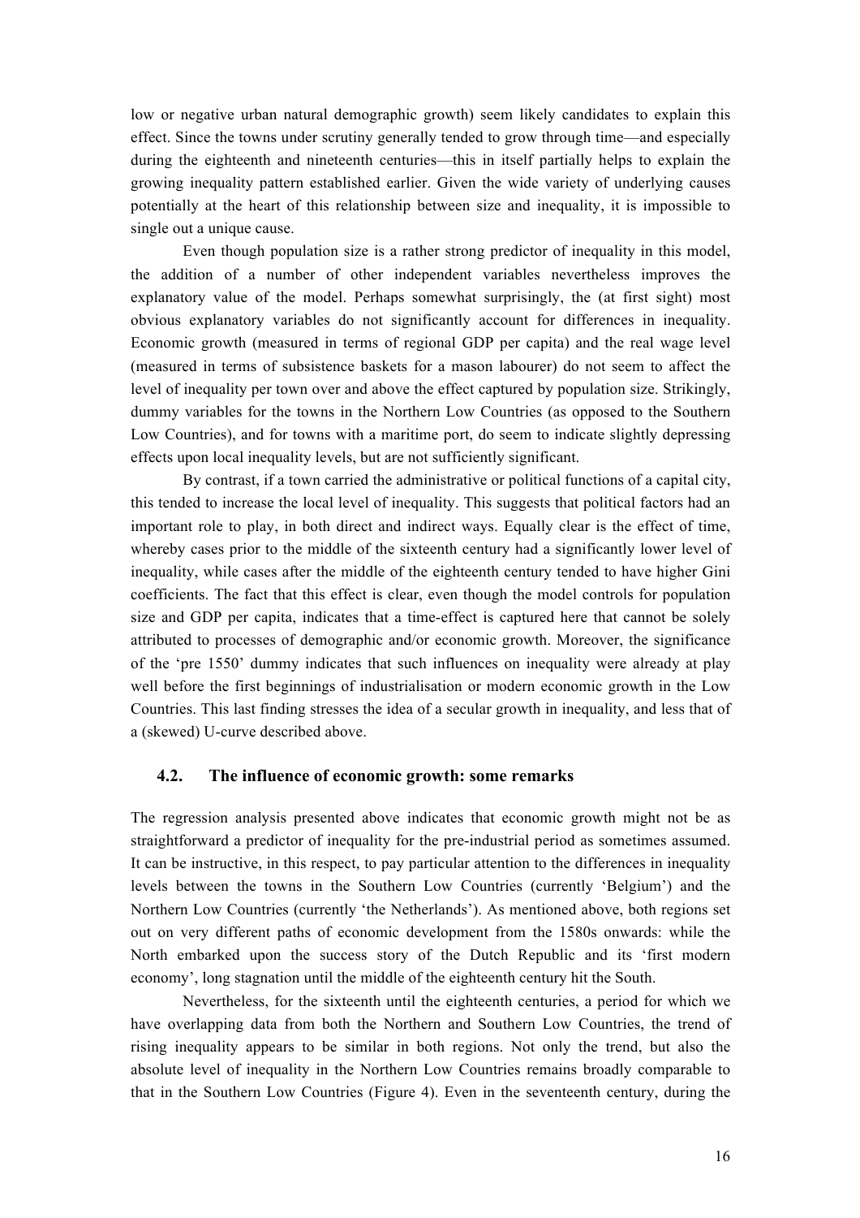low or negative urban natural demographic growth) seem likely candidates to explain this effect. Since the towns under scrutiny generally tended to grow through time—and especially during the eighteenth and nineteenth centuries—this in itself partially helps to explain the growing inequality pattern established earlier. Given the wide variety of underlying causes potentially at the heart of this relationship between size and inequality, it is impossible to single out a unique cause.

Even though population size is a rather strong predictor of inequality in this model, the addition of a number of other independent variables nevertheless improves the explanatory value of the model. Perhaps somewhat surprisingly, the (at first sight) most obvious explanatory variables do not significantly account for differences in inequality. Economic growth (measured in terms of regional GDP per capita) and the real wage level (measured in terms of subsistence baskets for a mason labourer) do not seem to affect the level of inequality per town over and above the effect captured by population size. Strikingly, dummy variables for the towns in the Northern Low Countries (as opposed to the Southern Low Countries), and for towns with a maritime port, do seem to indicate slightly depressing effects upon local inequality levels, but are not sufficiently significant.

By contrast, if a town carried the administrative or political functions of a capital city, this tended to increase the local level of inequality. This suggests that political factors had an important role to play, in both direct and indirect ways. Equally clear is the effect of time, whereby cases prior to the middle of the sixteenth century had a significantly lower level of inequality, while cases after the middle of the eighteenth century tended to have higher Gini coefficients. The fact that this effect is clear, even though the model controls for population size and GDP per capita, indicates that a time-effect is captured here that cannot be solely attributed to processes of demographic and/or economic growth. Moreover, the significance of the 'pre 1550' dummy indicates that such influences on inequality were already at play well before the first beginnings of industrialisation or modern economic growth in the Low Countries. This last finding stresses the idea of a secular growth in inequality, and less that of a (skewed) U-curve described above.

### 4.2. The influence of economic growth: some remarks

The regression analysis presented above indicates that economic growth might not be as straightforward a predictor of inequality for the pre-industrial period as sometimes assumed. It can be instructive, in this respect, to pay particular attention to the differences in inequality levels between the towns in the Southern Low Countries (currently 'Belgium') and the Northern Low Countries (currently 'the Netherlands'). As mentioned above, both regions set out on very different paths of economic development from the 1580s onwards: while the North embarked upon the success story of the Dutch Republic and its 'first modern economy', long stagnation until the middle of the eighteenth century hit the South.

Nevertheless, for the sixteenth until the eighteenth centuries, a period for which we have overlapping data from both the Northern and Southern Low Countries, the trend of rising inequality appears to be similar in both regions. Not only the trend, but also the absolute level of inequality in the Northern Low Countries remains broadly comparable to that in the Southern Low Countries (Figure 4). Even in the seventeenth century, during the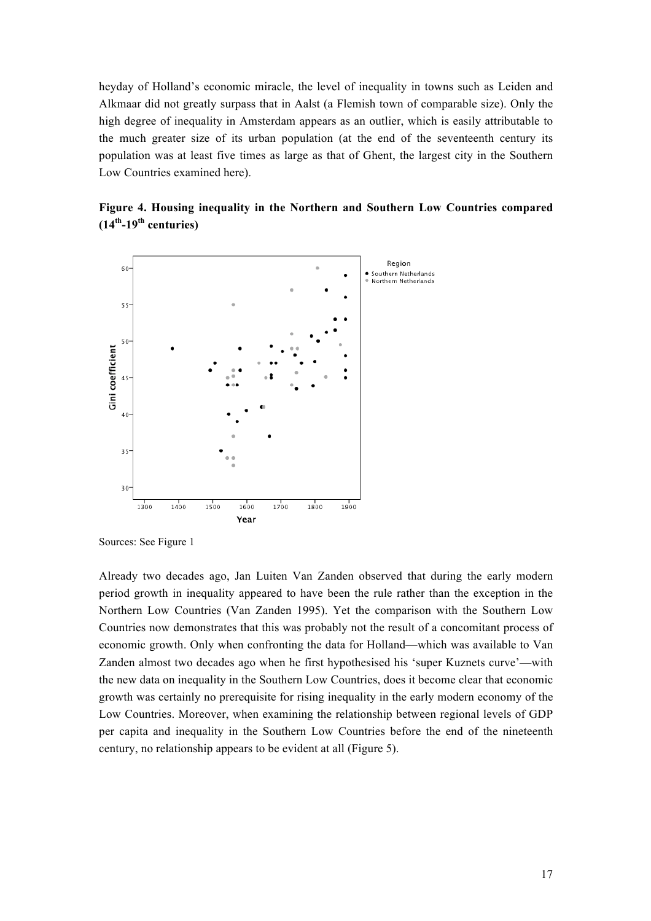heyday of Holland's economic miracle, the level of inequality in towns such as Leiden and Alkmaar did not greatly surpass that in Aalst (a Flemish town of comparable size). Only the high degree of inequality in Amsterdam appears as an outlier, which is easily attributable to the much greater size of its urban population (at the end of the seventeenth century its population was at least five times as large as that of Ghent, the largest city in the Southern Low Countries examined here).

**Figure 4. Housing inequality in the Northern and Southern Low Countries compared (14th-19th centuries)**

Sources: See Figure 1

Already two decades ago, Jan Luiten Van Zanden observed that during the early modern period growth in inequality appeared to have been the rule rather than the exception in the Northern Low Countries (Van Zanden 1995). Yet the comparison with the Southern Low Countries now demonstrates that this was probably not the result of a concomitant process of economic growth. Only when confronting the data for Holland—which was available to Van Zanden almost two decades ago when he first hypothesised his 'super Kuznets curve'—with the new data on inequality in the Southern Low Countries, does it become clear that economic growth was certainly no prerequisite for rising inequality in the early modern economy of the Low Countries. Moreover, when examining the relationship between regional levels of GDP per capita and inequality in the Southern Low Countries before the end of the nineteenth century, no relationship appears to be evident at all (Figure 5).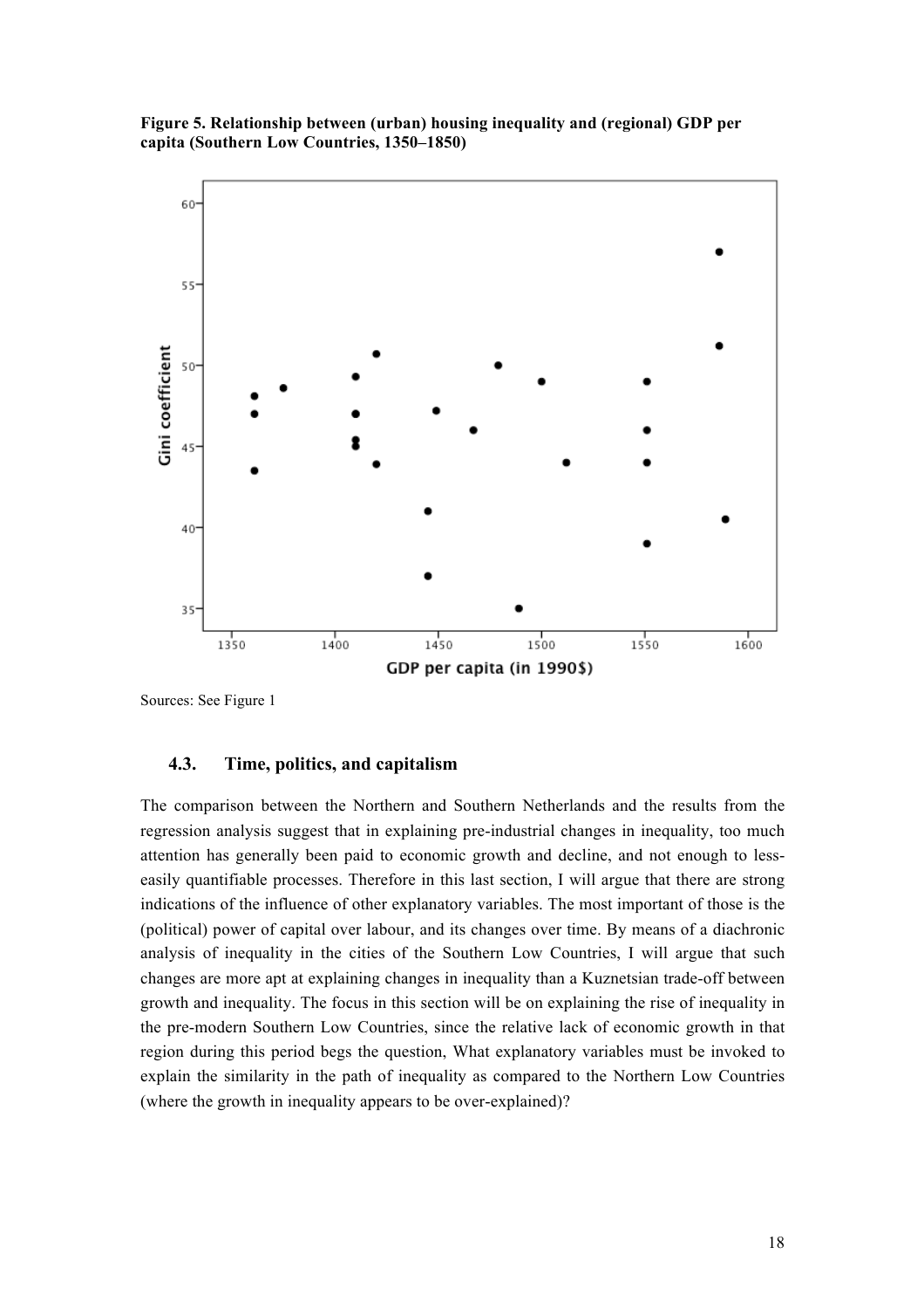**Figure 5. Relationship between (urban) housing inequality and (regional) GDP per capita (Southern Low Countries, 1350–1850)**

Sources: See Figure 1

### 4.3. Time, politics, and capitalism

The comparison between the Northern and Southern Netherlands and the results from the regression analysis suggest that in explaining pre-industrial changes in inequality, too much attention has generally been paid to economic growth and decline, and not enough to less-easily quantifiable processes. Therefore in this last section, I will argue that there are strong indications of the influence of other explanatory variables. The most important of those is the (political) power of capital over labour, and its changes over time. By means of a diachronic analysis of inequality in the cities of the Southern Low Countries, I will argue that such changes are more apt at explaining changes in inequality than a Kuznetsian trade-off between growth and inequality. The focus in this section will be on explaining the rise of inequality in the pre-modern Southern Low Countries, since the relative lack of economic growth in that region during this period begs the question, What explanatory variables must be invoked to explain the similarity in the path of inequality as compared to the Northern Low Countries (where the growth in inequality appears to be over-explained)?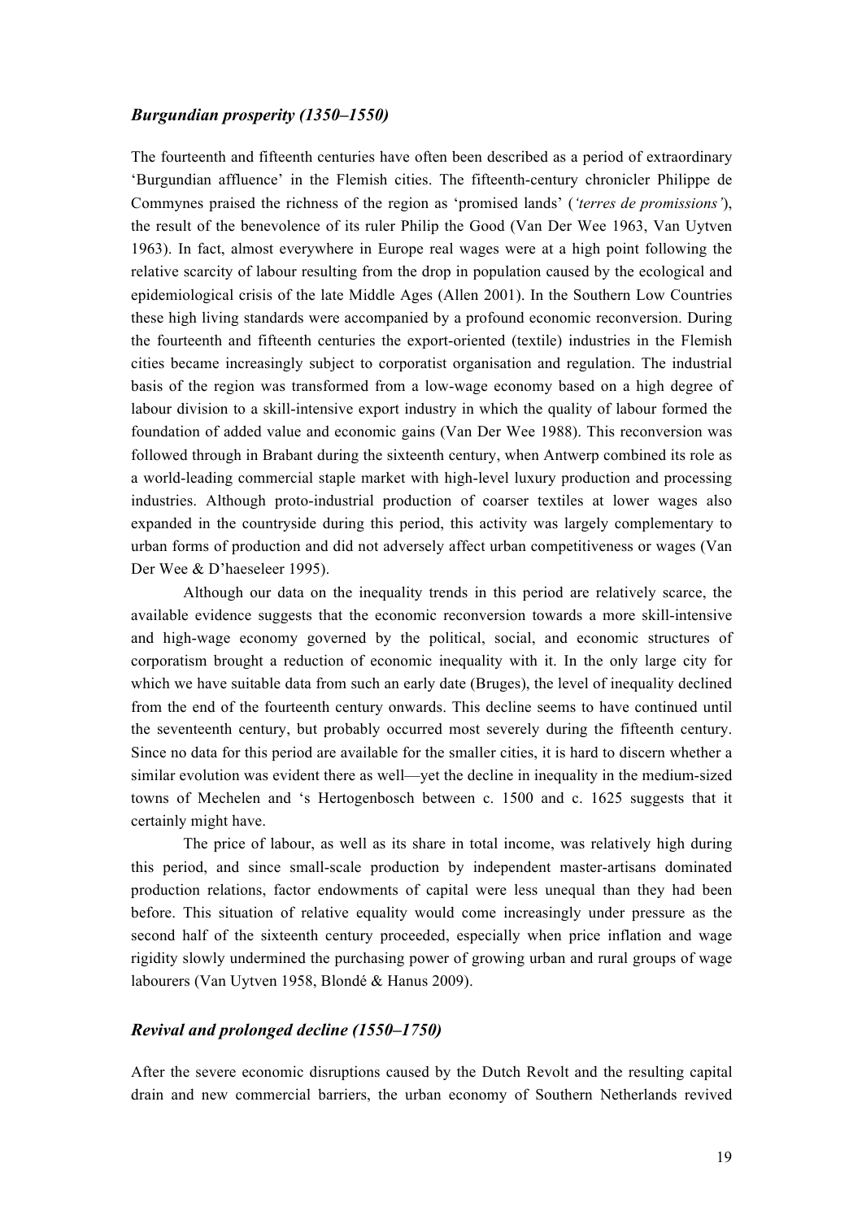### *Burgundian prosperity (1350–1550)*

The fourteenth and fifteenth centuries have often been described as a period of extraordinary 'Burgundian affluence' in the Flemish cities. The fifteenth-century chronicler Philippe de Commynes praised the richness of the region as 'promised lands' (*'terres de promissions'*), the result of the benevolence of its ruler Philip the Good (Van Der Wee 1963, Van Uytven 1963). In fact, almost everywhere in Europe real wages were at a high point following the relative scarcity of labour resulting from the drop in population caused by the ecological and epidemiological crisis of the late Middle Ages (Allen 2001). In the Southern Low Countries these high living standards were accompanied by a profound economic reconversion. During the fourteenth and fifteenth centuries the export-oriented (textile) industries in the Flemish cities became increasingly subject to corporatist organisation and regulation. The industrial basis of the region was transformed from a low-wage economy based on a high degree of labour division to a skill-intensive export industry in which the quality of labour formed the foundation of added value and economic gains (Van Der Wee 1988). This reconversion was followed through in Brabant during the sixteenth century, when Antwerp combined its role as a world-leading commercial staple market with high-level luxury production and processing industries. Although proto-industrial production of coarser textiles at lower wages also expanded in the countryside during this period, this activity was largely complementary to urban forms of production and did not adversely affect urban competitiveness or wages (Van Der Wee & D'haeseleer 1995).

Although our data on the inequality trends in this period are relatively scarce, the available evidence suggests that the economic reconversion towards a more skill-intensive and high-wage economy governed by the political, social, and economic structures of corporatism brought a reduction of economic inequality with it. In the only large city for which we have suitable data from such an early date (Bruges), the level of inequality declined from the end of the fourteenth century onwards. This decline seems to have continued until the seventeenth century, but probably occurred most severely during the fifteenth century. Since no data for this period are available for the smaller cities, it is hard to discern whether a similar evolution was evident there as well—yet the decline in inequality in the medium-sized towns of Mechelen and 's Hertogenbosch between c. 1500 and c. 1625 suggests that it certainly might have.

The price of labour, as well as its share in total income, was relatively high during this period, and since small-scale production by independent master-artisans dominated production relations, factor endowments of capital were less unequal than they had been before. This situation of relative equality would come increasingly under pressure as the second half of the sixteenth century proceeded, especially when price inflation and wage rigidity slowly undermined the purchasing power of growing urban and rural groups of wage labourers (Van Uytven 1958, Blondé & Hanus 2009).

### *Revival and prolonged decline (1550–1750)*

After the severe economic disruptions caused by the Dutch Revolt and the resulting capital drain and new commercial barriers, the urban economy of Southern Netherlands revived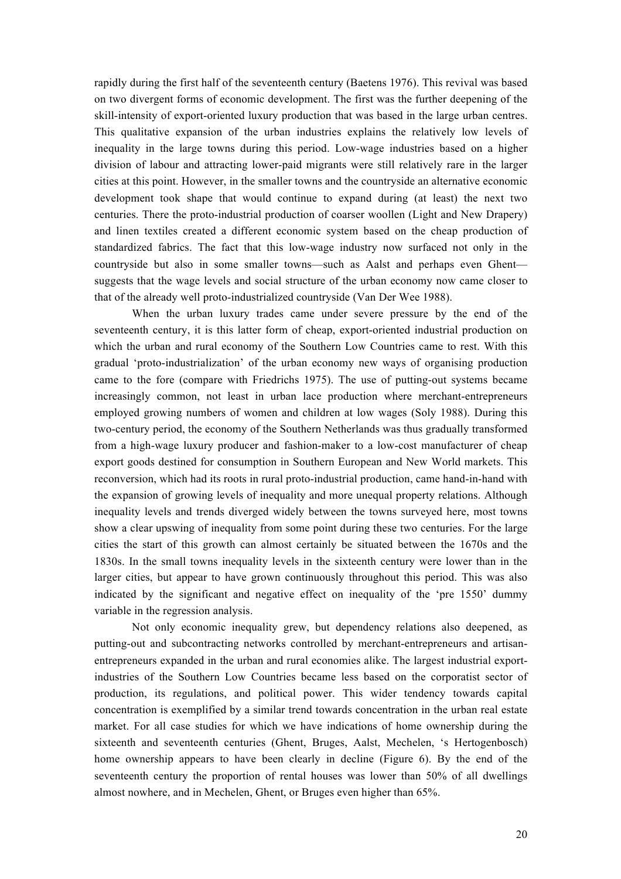rapidly during the first half of the seventeenth century (Baetens 1976). This revival was based on two divergent forms of economic development. The first was the further deepening of the skill-intensity of export-oriented luxury production that was based in the large urban centres. This qualitative expansion of the urban industries explains the relatively low levels of inequality in the large towns during this period. Low-wage industries based on a higher division of labour and attracting lower-paid migrants were still relatively rare in the larger cities at this point. However, in the smaller towns and the countryside an alternative economic development took shape that would continue to expand during (at least) the next two centuries. There the proto-industrial production of coarser woollen (Light and New Drapery) and linen textiles created a different economic system based on the cheap production of standardized fabrics. The fact that this low-wage industry now surfaced not only in the countryside but also in some smaller towns—such as Aalst and perhaps even Ghent—suggests that the wage levels and social structure of the urban economy now came closer to that of the already well proto-industrialized countryside (Van Der Wee 1988).

When the urban luxury trades came under severe pressure by the end of the seventeenth century, it is this latter form of cheap, export-oriented industrial production on which the urban and rural economy of the Southern Low Countries came to rest. With this gradual 'proto-industrialization' of the urban economy new ways of organising production came to the fore (compare with Friedrichs 1975). The use of putting-out systems became increasingly common, not least in urban lace production where merchant-entrepreneurs employed growing numbers of women and children at low wages (Soly 1988). During this two-century period, the economy of the Southern Netherlands was thus gradually transformed from a high-wage luxury producer and fashion-maker to a low-cost manufacturer of cheap export goods destined for consumption in Southern European and New World markets. This reconversion, which had its roots in rural proto-industrial production, came hand-in-hand with the expansion of growing levels of inequality and more unequal property relations. Although inequality levels and trends diverged widely between the towns surveyed here, most towns show a clear upswing of inequality from some point during these two centuries. For the large cities the start of this growth can almost certainly be situated between the 1670s and the 1830s. In the small towns inequality levels in the sixteenth century were lower than in the larger cities, but appear to have grown continuously throughout this period. This was also indicated by the significant and negative effect on inequality of the 'pre 1550' dummy variable in the regression analysis.

Not only economic inequality grew, but dependency relations also deepened, as putting-out and subcontracting networks controlled by merchant-entrepreneurs and artisan-entrepreneurs expanded in the urban and rural economies alike. The largest industrial export-industries of the Southern Low Countries became less based on the corporatist sector of production, its regulations, and political power. This wider tendency towards capital concentration is exemplified by a similar trend towards concentration in the urban real estate market. For all case studies for which we have indications of home ownership during the sixteenth and seventeenth centuries (Ghent, Bruges, Aalst, Mechelen, 's Hertogenbosch) home ownership appears to have been clearly in decline (Figure 6). By the end of the seventeenth century the proportion of rental houses was lower than 50% of all dwellings almost nowhere, and in Mechelen, Ghent, or Bruges even higher than 65%.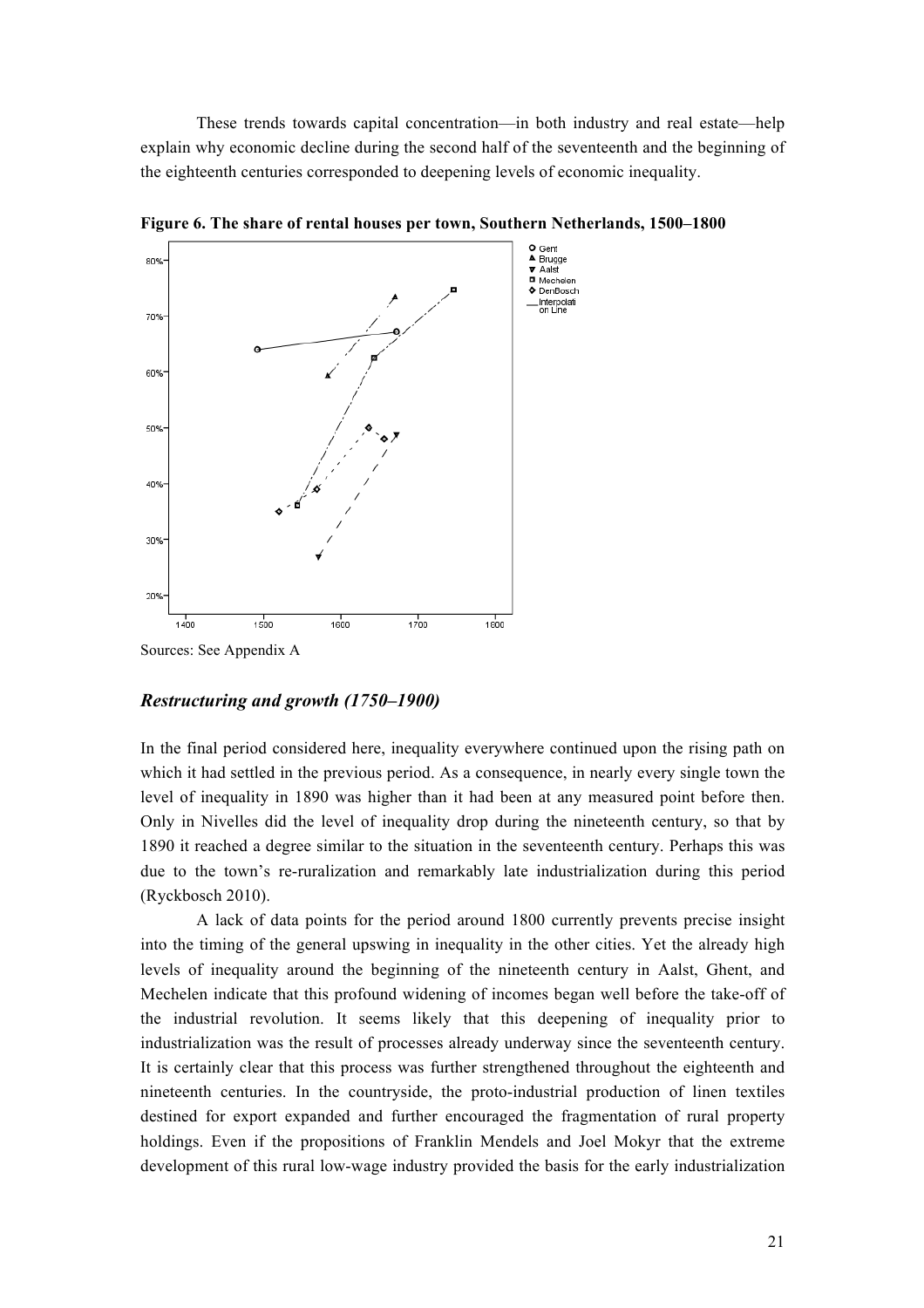These trends towards capital concentration—in both industry and real estate—help explain why economic decline during the second half of the seventeenth and the beginning of the eighteenth centuries corresponded to deepening levels of economic inequality.

**Figure 6. The share of rental houses per town, Southern Netherlands, 1500–1800**

Sources: See Appendix A

### *Restructuring and growth (1750–1900)*

In the final period considered here, inequality everywhere continued upon the rising path on which it had settled in the previous period. As a consequence, in nearly every single town the level of inequality in 1890 was higher than it had been at any measured point before then. Only in Nivelles did the level of inequality drop during the nineteenth century, so that by 1890 it reached a degree similar to the situation in the seventeenth century. Perhaps this was due to the town's re-ruralization and remarkably late industrialization during this period (Ryckbosch 2010).

A lack of data points for the period around 1800 currently prevents precise insight into the timing of the general upswing in inequality in the other cities. Yet the already high levels of inequality around the beginning of the nineteenth century in Aalst, Ghent, and Mechelen indicate that this profound widening of incomes began well before the take-off of the industrial revolution. It seems likely that this deepening of inequality prior to industrialization was the result of processes already underway since the seventeenth century. It is certainly clear that this process was further strengthened throughout the eighteenth and nineteenth centuries. In the countryside, the proto-industrial production of linen textiles destined for export expanded and further encouraged the fragmentation of rural property holdings. Even if the propositions of Franklin Mendels and Joel Mokyr that the extreme development of this rural low-wage industry provided the basis for the early industrialization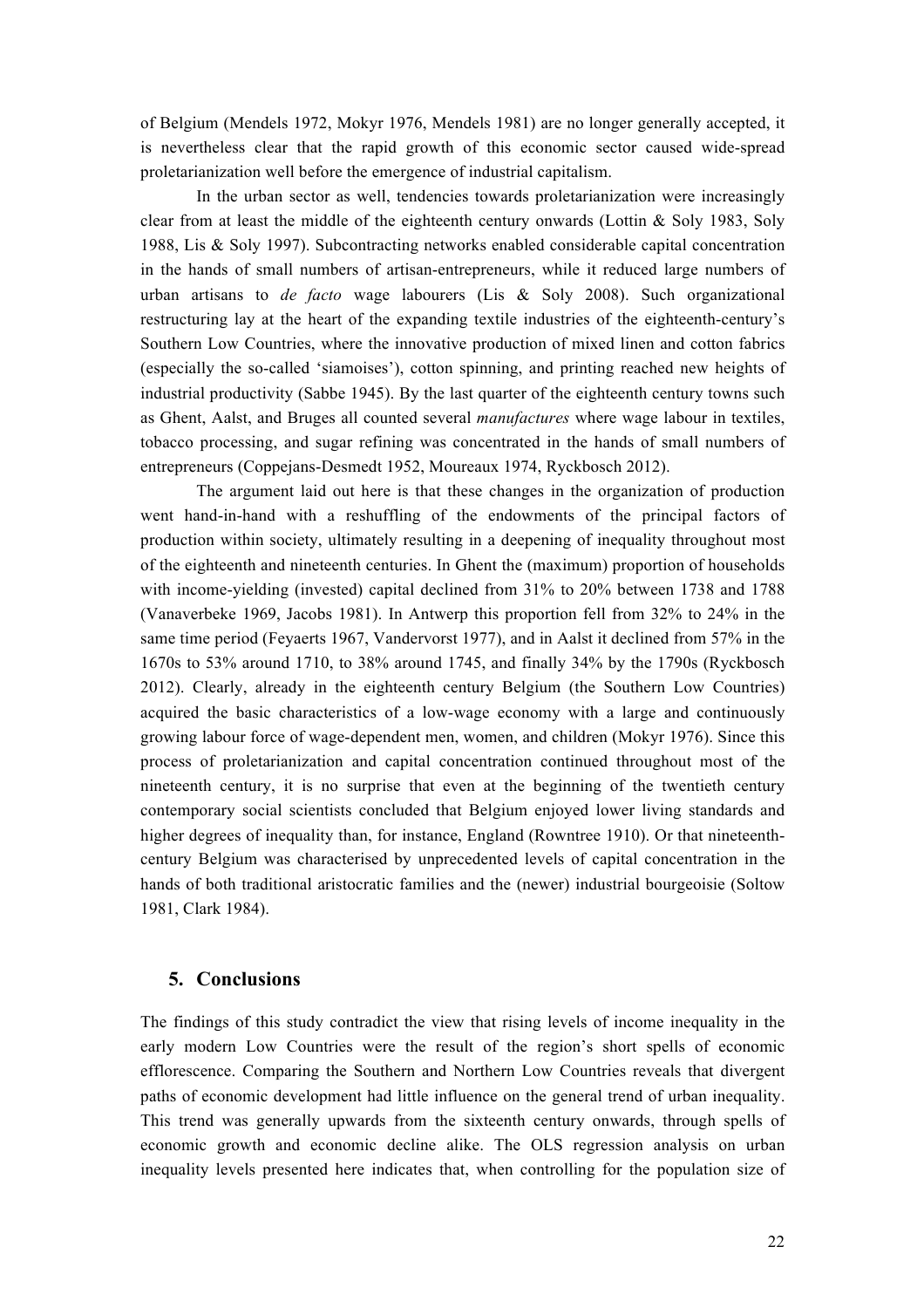of Belgium (Mendels 1972, Mokyr 1976, Mendels 1981) are no longer generally accepted, it is nevertheless clear that the rapid growth of this economic sector caused wide-spread proletarianization well before the emergence of industrial capitalism.

In the urban sector as well, tendencies towards proletarianization were increasingly clear from at least the middle of the eighteenth century onwards (Lottin & Soly 1983, Soly 1988, Lis & Soly 1997). Subcontracting networks enabled considerable capital concentration in the hands of small numbers of artisan-entrepreneurs, while it reduced large numbers of urban artisans to *de facto* wage labourers (Lis & Soly 2008). Such organizational restructuring lay at the heart of the expanding textile industries of the eighteenth-century's Southern Low Countries, where the innovative production of mixed linen and cotton fabrics (especially the so-called 'siamoises'), cotton spinning, and printing reached new heights of industrial productivity (Sabbe 1945). By the last quarter of the eighteenth century towns such as Ghent, Aalst, and Bruges all counted several *manufactures* where wage labour in textiles, tobacco processing, and sugar refining was concentrated in the hands of small numbers of entrepreneurs (Coppejans-Desmedt 1952, Moureaux 1974, Ryckbosch 2012).

The argument laid out here is that these changes in the organization of production went hand-in-hand with a reshuffling of the endowments of the principal factors of production within society, ultimately resulting in a deepening of inequality throughout most of the eighteenth and nineteenth centuries. In Ghent the (maximum) proportion of households with income-yielding (invested) capital declined from 31% to 20% between 1738 and 1788 (Vanaverbeke 1969, Jacobs 1981). In Antwerp this proportion fell from 32% to 24% in the same time period (Feyaerts 1967, Vandervorst 1977), and in Aalst it declined from 57% in the 1670s to 53% around 1710, to 38% around 1745, and finally 34% by the 1790s (Ryckbosch 2012). Clearly, already in the eighteenth century Belgium (the Southern Low Countries) acquired the basic characteristics of a low-wage economy with a large and continuously growing labour force of wage-dependent men, women, and children (Mokyr 1976). Since this process of proletarianization and capital concentration continued throughout most of the nineteenth century, it is no surprise that even at the beginning of the twentieth century contemporary social scientists concluded that Belgium enjoyed lower living standards and higher degrees of inequality than, for instance, England (Rowntree 1910). Or that nineteenth-century Belgium was characterised by unprecedented levels of capital concentration in the hands of both traditional aristocratic families and the (newer) industrial bourgeoisie (Soltow 1981, Clark 1984).

## 5. Conclusions

The findings of this study contradict the view that rising levels of income inequality in the early modern Low Countries were the result of the region's short spells of economic efflorescence. Comparing the Southern and Northern Low Countries reveals that divergent paths of economic development had little influence on the general trend of urban inequality. This trend was generally upwards from the sixteenth century onwards, through spells of economic growth and economic decline alike. The OLS regression analysis on urban inequality levels presented here indicates that, when controlling for the population size of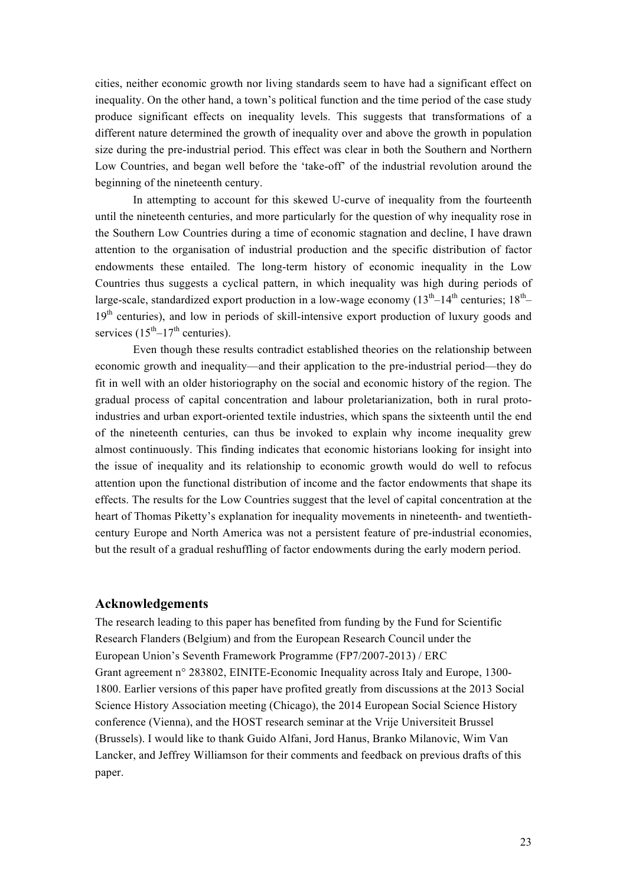cities, neither economic growth nor living standards seem to have had a significant effect on inequality. On the other hand, a town's political function and the time period of the case study produce significant effects on inequality levels. This suggests that transformations of a different nature determined the growth of inequality over and above the growth in population size during the pre-industrial period. This effect was clear in both the Southern and Northern Low Countries, and began well before the 'take-off' of the industrial revolution around the beginning of the nineteenth century.

In attempting to account for this skewed U-curve of inequality from the fourteenth until the nineteenth centuries, and more particularly for the question of why inequality rose in the Southern Low Countries during a time of economic stagnation and decline, I have drawn attention to the organisation of industrial production and the specific distribution of factor endowments these entailed. The long-term history of economic inequality in the Low Countries thus suggests a cyclical pattern, in which inequality was high during periods of large-scale, standardized export production in a low-wage economy ($13^{th}$–$14^{th}$ centuries; $18^{th}$–$19^{th}$ centuries), and low in periods of skill-intensive export production of luxury goods and services ($15^{th}$–$17^{th}$ centuries).

Even though these results contradict established theories on the relationship between economic growth and inequality—and their application to the pre-industrial period—they do fit in well with an older historiography on the social and economic history of the region. The gradual process of capital concentration and labour proletarianization, both in rural proto-industries and urban export-oriented textile industries, which spans the sixteenth until the end of the nineteenth centuries, can thus be invoked to explain why income inequality grew almost continuously. This finding indicates that economic historians looking for insight into the issue of inequality and its relationship to economic growth would do well to refocus attention upon the functional distribution of income and the factor endowments that shape its effects. The results for the Low Countries suggest that the level of capital concentration at the heart of Thomas Piketty's explanation for inequality movements in nineteenth- and twentieth-century Europe and North America was not a persistent feature of pre-industrial economies, but the result of a gradual reshuffling of factor endowments during the early modern period.

## Acknowledgements

The research leading to this paper has benefited from funding by the Fund for Scientific Research Flanders (Belgium) and from the European Research Council under the European Union's Seventh Framework Programme (FP7/2007-2013) / ERC Grant agreement n° 283802, EINITE-Economic Inequality across Italy and Europe, 1300-1800. Earlier versions of this paper have profited greatly from discussions at the 2013 Social Science History Association meeting (Chicago), the 2014 European Social Science History conference (Vienna), and the HOST research seminar at the Vrije Universiteit Brussel (Brussels). I would like to thank Guido Alfani, Jord Hanus, Branko Milanovic, Wim Van Lancker, and Jeffrey Williamson for their comments and feedback on previous drafts of this paper.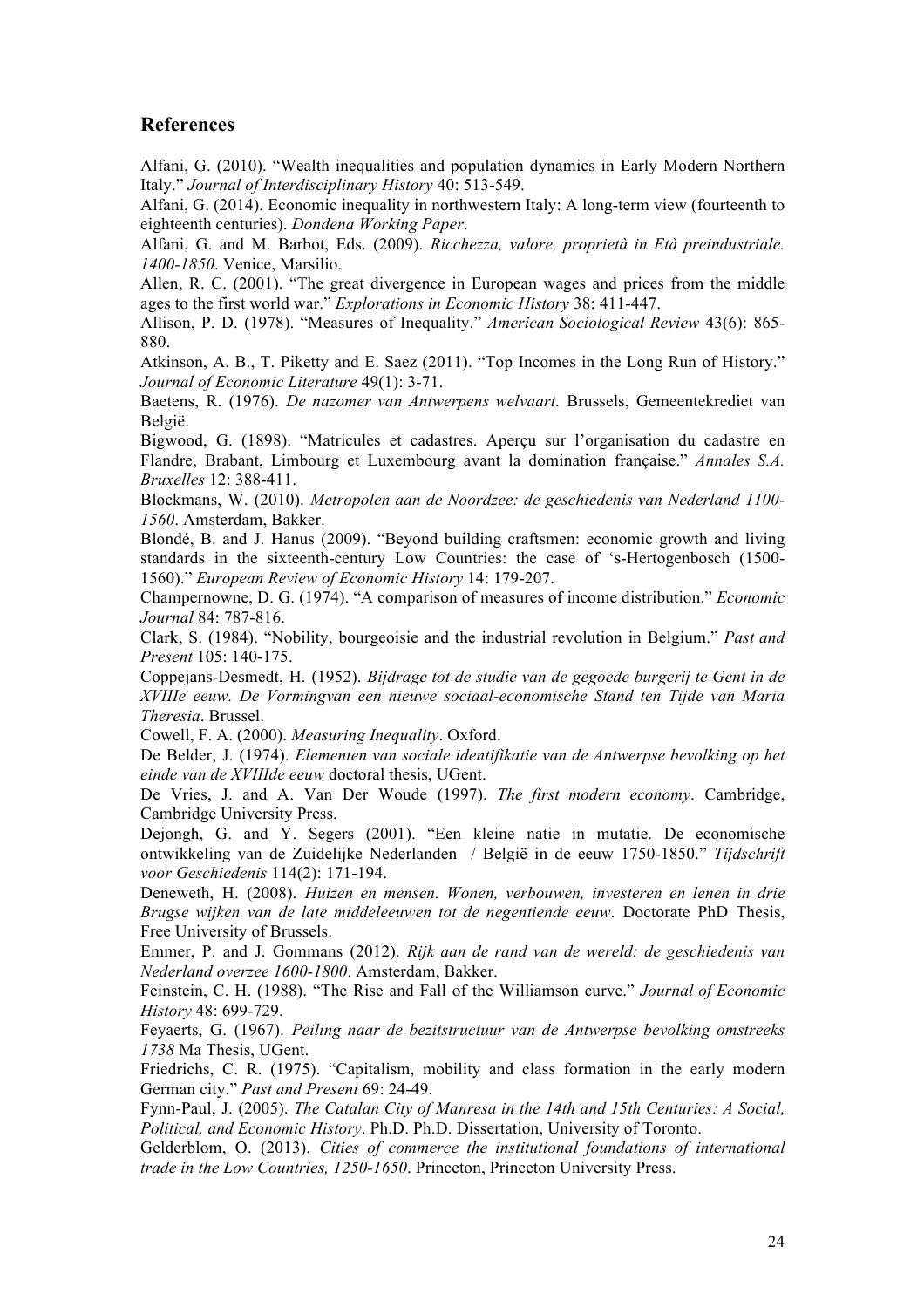## References

Alfani, G. (2010). "Wealth inequalities and population dynamics in Early Modern Northern Italy." *Journal of Interdisciplinary History* 40: 513-549.

Alfani, G. (2014). Economic inequality in northwestern Italy: A long-term view (fourteenth to eighteenth centuries). *Dondena Working Paper*.

Alfani, G. and M. Barbot, Eds. (2009). *Ricchezza, valore, proprietà in Età preindustriale. 1400-1850*. Venice, Marsilio.

Allen, R. C. (2001). "The great divergence in European wages and prices from the middle ages to the first world war." *Explorations in Economic History* 38: 411-447.

Allison, P. D. (1978). "Measures of Inequality." *American Sociological Review* 43(6): 865-880.

Atkinson, A. B., T. Piketty and E. Saez (2011). "Top Incomes in the Long Run of History." *Journal of Economic Literature* 49(1): 3-71.

Baetens, R. (1976). *De nazomer van Antwerpens welvaart*. Brussels, Gemeentekrediet van België.

Bigwood, G. (1898). "Matricules et cadastres. Aperçu sur l'organisation du cadastre en Flandre, Brabant, Limbourg et Luxembourg avant la domination française." *Annales S.A. Bruxelles* 12: 388-411.

Blockmans, W. (2010). *Metropolen aan de Noordzee: de geschiedenis van Nederland 1100-1560*. Amsterdam, Bakker.

Blondé, B. and J. Hanus (2009). "Beyond building craftsmen: economic growth and living standards in the sixteenth-century Low Countries: the case of 's-Hertogenbosch (1500-1560)." *European Review of Economic History* 14: 179-207.

Champernowne, D. G. (1974). "A comparison of measures of income distribution." *Economic Journal* 84: 787-816.

Clark, S. (1984). "Nobility, bourgeoisie and the industrial revolution in Belgium." *Past and Present* 105: 140-175.

Coppejans-Desmedt, H. (1952). *Bijdrage tot de studie van de gegoede burgerij te Gent in de XVIIIe eeuw. De Vormingvan een nieuwe sociaal-economische Stand ten Tijde van Maria Theresia*. Brussel.

Cowell, F. A. (2000). *Measuring Inequality*. Oxford.

De Belder, J. (1974). *Elementen van sociale identifikatie van de Antwerpse bevolking op het einde van de XVIIIde eeuw* doctoral thesis, UGent.

De Vries, J. and A. Van Der Woude (1997). *The first modern economy*. Cambridge, Cambridge University Press.

Dejongh, G. and Y. Segers (2001). "Een kleine natie in mutatie. De economische ontwikkeling van de Zuidelijke Nederlanden / België in de eeuw 1750-1850." *Tijdschrift voor Geschiedenis* 114(2): 171-194.

Deneweth, H. (2008). *Huizen en mensen. Wonen, verbouwen, investeren en lenen in drie Brugse wijken van de late middeleeuwen tot de negentiende eeuw*. Doctorate PhD Thesis, Free University of Brussels.

Emmer, P. and J. Gommans (2012). *Rijk aan de rand van de wereld: de geschiedenis van Nederland overzee 1600-1800*. Amsterdam, Bakker.

Feinstein, C. H. (1988). "The Rise and Fall of the Williamson curve." *Journal of Economic History* 48: 699-729.

Feyaerts, G. (1967). *Peiling naar de bezitstructuur van de Antwerpse bevolking omstreeks 1738* Ma Thesis, UGent.

Friedrichs, C. R. (1975). "Capitalism, mobility and class formation in the early modern German city." *Past and Present* 69: 24-49.

Fynn-Paul, J. (2005). *The Catalan City of Manresa in the 14th and 15th Centuries: A Social, Political, and Economic History*. Ph.D. Ph.D. Dissertation, University of Toronto.

Gelderblom, O. (2013). *Cities of commerce the institutional foundations of international trade in the Low Countries, 1250-1650*. Princeton, Princeton University Press.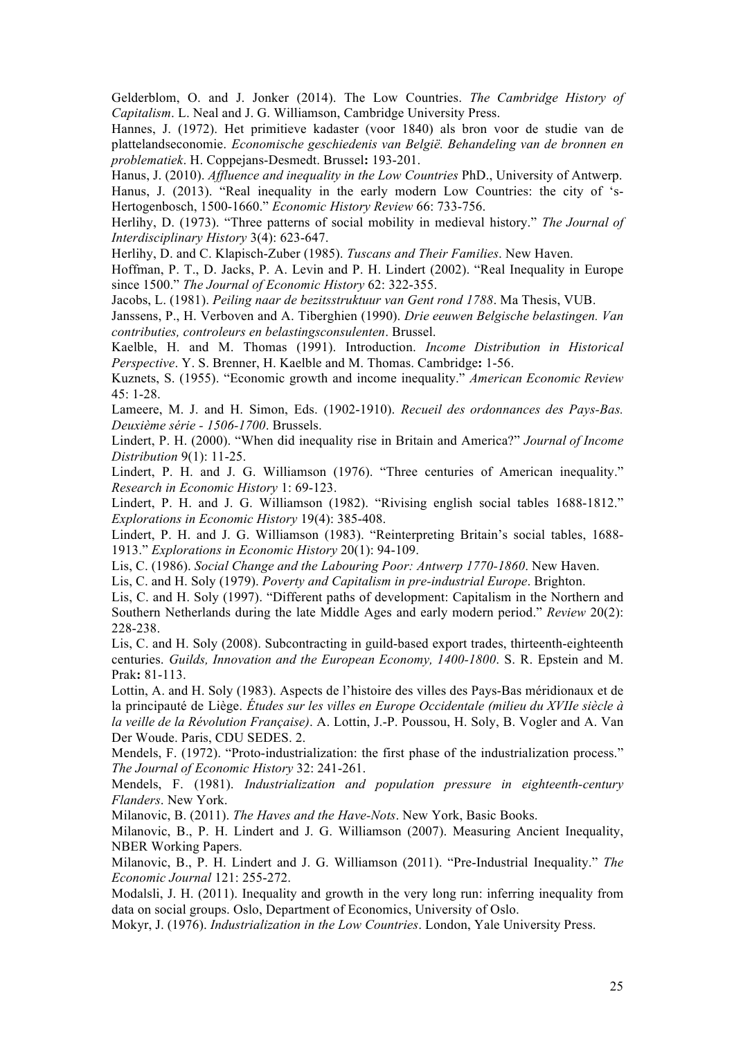Gelderblom, O. and J. Jonker (2014). The Low Countries. *The Cambridge History of Capitalism*. L. Neal and J. G. Williamson, Cambridge University Press.

Hannes, J. (1972). Het primitieve kadaster (voor 1840) als bron voor de studie van de plattelandseconomie. *Economische geschiedenis van België. Behandeling van de bronnen en problematiek*. H. Coppejans-Desmedt. Brussel**:** 193-201.

Hanus, J. (2010). *Affluence and inequality in the Low Countries* PhD., University of Antwerp.

Hanus, J. (2013). "Real inequality in the early modern Low Countries: the city of 's-Hertogenbosch, 1500-1660." *Economic History Review* 66: 733-756.

Herlihy, D. (1973). "Three patterns of social mobility in medieval history." *The Journal of Interdisciplinary History* 3(4): 623-647.

Herlihy, D. and C. Klapisch-Zuber (1985). *Tuscans and Their Families*. New Haven.

Hoffman, P. T., D. Jacks, P. A. Levin and P. H. Lindert (2002). "Real Inequality in Europe since 1500." *The Journal of Economic History* 62: 322-355.

Jacobs, L. (1981). *Peiling naar de bezitsstruktuur van Gent rond 1788*. Ma Thesis, VUB.

Janssens, P., H. Verboven and A. Tiberghien (1990). *Drie eeuwen Belgische belastingen. Van contributies, controleurs en belastingsconsulenten*. Brussel.

Kaelble, H. and M. Thomas (1991). Introduction. *Income Distribution in Historical Perspective*. Y. S. Brenner, H. Kaelble and M. Thomas. Cambridge**:** 1-56.

Kuznets, S. (1955). "Economic growth and income inequality." *American Economic Review* 45: 1-28.

Lameere, M. J. and H. Simon, Eds. (1902-1910). *Recueil des ordonnances des Pays-Bas. Deuxième série - 1506-1700*. Brussels.

Lindert, P. H. (2000). "When did inequality rise in Britain and America?" *Journal of Income Distribution* 9(1): 11-25.

Lindert, P. H. and J. G. Williamson (1976). "Three centuries of American inequality." *Research in Economic History* 1: 69-123.

Lindert, P. H. and J. G. Williamson (1982). "Rivising english social tables 1688-1812." *Explorations in Economic History* 19(4): 385-408.

Lindert, P. H. and J. G. Williamson (1983). "Reinterpreting Britain's social tables, 1688-1913." *Explorations in Economic History* 20(1): 94-109.

Lis, C. (1986). *Social Change and the Labouring Poor: Antwerp 1770-1860*. New Haven.

Lis, C. and H. Soly (1979). *Poverty and Capitalism in pre-industrial Europe*. Brighton.

Lis, C. and H. Soly (1997). "Different paths of development: Capitalism in the Northern and Southern Netherlands during the late Middle Ages and early modern period." *Review* 20(2): 228-238.

Lis, C. and H. Soly (2008). Subcontracting in guild-based export trades, thirteenth-eighteenth centuries. *Guilds, Innovation and the European Economy, 1400-1800*. S. R. Epstein and M. Prak**:** 81-113.

Lottin, A. and H. Soly (1983). Aspects de l'histoire des villes des Pays-Bas méridionaux et de la principauté de Liège. *Études sur les villes en Europe Occidentale (milieu du XVIIe siècle à la veille de la Révolution Française)*. A. Lottin, J.-P. Poussou, H. Soly, B. Vogler and A. Van Der Woude. Paris, CDU SEDES. 2.

Mendels, F. (1972). "Proto-industrialization: the first phase of the industrialization process." *The Journal of Economic History* 32: 241-261.

Mendels, F. (1981). *Industrialization and population pressure in eighteenth-century Flanders*. New York.

Milanovic, B. (2011). *The Haves and the Have-Nots*. New York, Basic Books.

Milanovic, B., P. H. Lindert and J. G. Williamson (2007). Measuring Ancient Inequality, NBER Working Papers.

Milanovic, B., P. H. Lindert and J. G. Williamson (2011). "Pre-Industrial Inequality." *The Economic Journal* 121: 255-272.

Modalsli, J. H. (2011). Inequality and growth in the very long run: inferring inequality from data on social groups. Oslo, Department of Economics, University of Oslo.

Mokyr, J. (1976). *Industrialization in the Low Countries*. London, Yale University Press.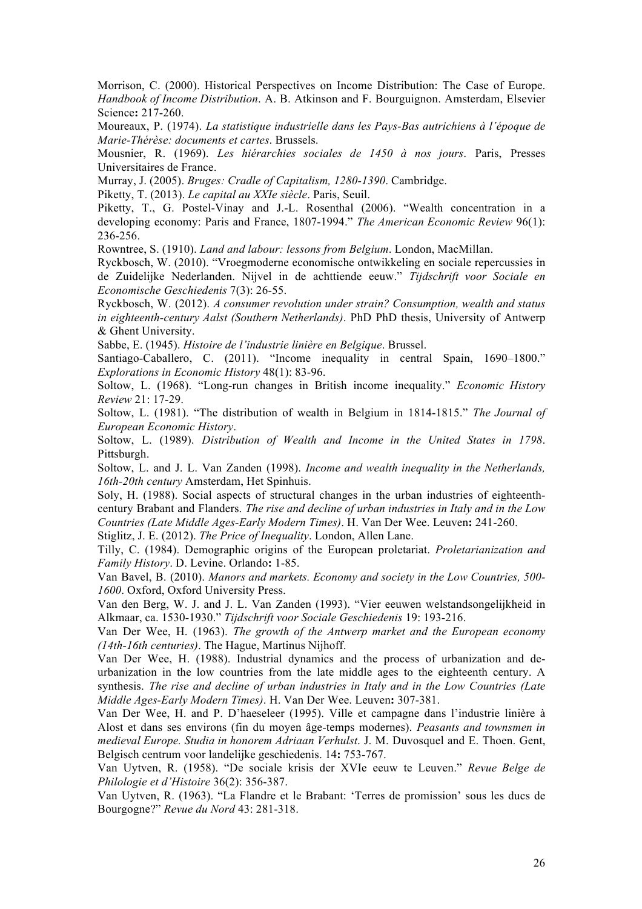Morrison, C. (2000). Historical Perspectives on Income Distribution: The Case of Europe. *Handbook of Income Distribution*. A. B. Atkinson and F. Bourguignon. Amsterdam, Elsevier Science**:** 217-260.

Moureaux, P. (1974). *La statistique industrielle dans les Pays-Bas autrichiens à l'époque de Marie-Thérèse: documents et cartes*. Brussels.

Mousnier, R. (1969). *Les hiérarchies sociales de 1450 à nos jours*. Paris, Presses Universitaires de France.

Murray, J. (2005). *Bruges: Cradle of Capitalism, 1280-1390*. Cambridge.

Piketty, T. (2013). *Le capital au XXIe siècle*. Paris, Seuil.

Piketty, T., G. Postel-Vinay and J.-L. Rosenthal (2006). "Wealth concentration in a developing economy: Paris and France, 1807-1994." *The American Economic Review* 96(1): 236-256.

Rowntree, S. (1910). *Land and labour: lessons from Belgium*. London, MacMillan.

Ryckbosch, W. (2010). "Vroegmoderne economische ontwikkeling en sociale repercussies in de Zuidelijke Nederlanden. Nijvel in de achttiende eeuw." *Tijdschrift voor Sociale en Economische Geschiedenis* 7(3): 26-55.

Ryckbosch, W. (2012). *A consumer revolution under strain? Consumption, wealth and status in eighteenth-century Aalst (Southern Netherlands)*. PhD PhD thesis, University of Antwerp & Ghent University.

Sabbe, E. (1945). *Histoire de l'industrie linière en Belgique*. Brussel.

Santiago-Caballero, C. (2011). "Income inequality in central Spain, 1690–1800." *Explorations in Economic History* 48(1): 83-96.

Soltow, L. (1968). "Long-run changes in British income inequality." *Economic History Review* 21: 17-29.

Soltow, L. (1981). "The distribution of wealth in Belgium in 1814-1815." *The Journal of European Economic History*.

Soltow, L. (1989). *Distribution of Wealth and Income in the United States in 1798*. Pittsburgh.

Soltow, L. and J. L. Van Zanden (1998). *Income and wealth inequality in the Netherlands, 16th-20th century* Amsterdam, Het Spinhuis.

Soly, H. (1988). Social aspects of structural changes in the urban industries of eighteenth-century Brabant and Flanders. *The rise and decline of urban industries in Italy and in the Low Countries (Late Middle Ages-Early Modern Times)*. H. Van Der Wee. Leuven**:** 241-260.

Stiglitz, J. E. (2012). *The Price of Inequality*. London, Allen Lane.

Tilly, C. (1984). Demographic origins of the European proletariat. *Proletarianization and Family History*. D. Levine. Orlando**:** 1-85.

Van Bavel, B. (2010). *Manors and markets. Economy and society in the Low Countries, 500-1600*. Oxford, Oxford University Press.

Van den Berg, W. J. and J. L. Van Zanden (1993). "Vier eeuwen welstandsongelijkheid in Alkmaar, ca. 1530-1930." *Tijdschrift voor Sociale Geschiedenis* 19: 193-216.

Van Der Wee, H. (1963). *The growth of the Antwerp market and the European economy (14th-16th centuries)*. The Hague, Martinus Nijhoff.

Van Der Wee, H. (1988). Industrial dynamics and the process of urbanization and de-urbanization in the low countries from the late middle ages to the eighteenth century. A synthesis. *The rise and decline of urban industries in Italy and in the Low Countries (Late Middle Ages-Early Modern Times)*. H. Van Der Wee. Leuven**:** 307-381.

Van Der Wee, H. and P. D'haeseleer (1995). Ville et campagne dans l'industrie linière à Alost et dans ses environs (fin du moyen âge-temps modernes). *Peasants and townsmen in medieval Europe. Studia in honorem Adriaan Verhulst*. J. M. Duvosquel and E. Thoen. Gent, Belgisch centrum voor landelijke geschiedenis. 14**:** 753-767.

Van Uytven, R. (1958). "De sociale krisis der XVIe eeuw te Leuven." *Revue Belge de Philologie et d'Histoire* 36(2): 356-387.

Van Uytven, R. (1963). "La Flandre et le Brabant: 'Terres de promission' sous les ducs de Bourgogne?" *Revue du Nord* 43: 281-318.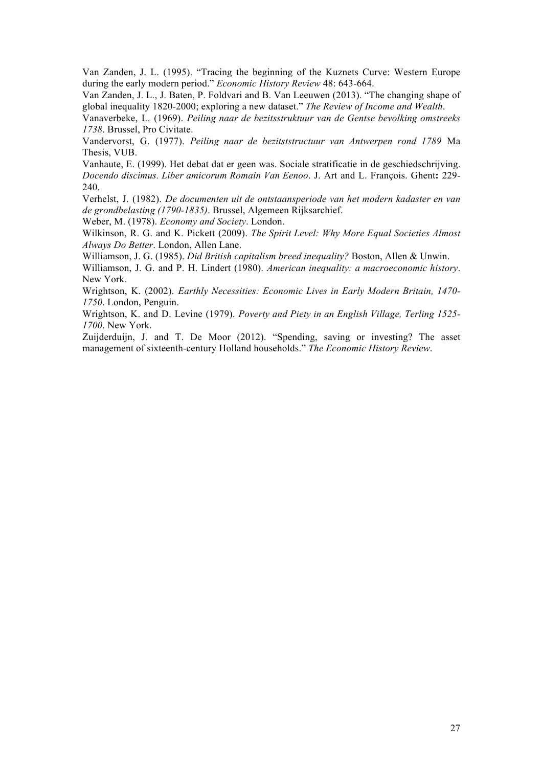Van Zanden, J. L. (1995). "Tracing the beginning of the Kuznets Curve: Western Europe during the early modern period." *Economic History Review* 48: 643-664.

Van Zanden, J. L., J. Baten, P. Foldvari and B. Van Leeuwen (2013). "The changing shape of global inequality 1820-2000; exploring a new dataset." *The Review of Income and Wealth*.

Vanaverbeke, L. (1969). *Peiling naar de bezitsstruktuur van de Gentse bevolking omstreeks 1738*. Brussel, Pro Civitate.

Vandervorst, G. (1977). *Peiling naar de bezitststructuur van Antwerpen rond 1789* Ma Thesis, VUB.

Vanhaute, E. (1999). Het debat dat er geen was. Sociale stratificatie in de geschiedschrijving. *Docendo discimus. Liber amicorum Romain Van Eenoo*. J. Art and L. François. Ghent**:** 229-240.

Verhelst, J. (1982). *De documenten uit de ontstaansperiode van het modern kadaster en van de grondbelasting (1790-1835)*. Brussel, Algemeen Rijksarchief.

Weber, M. (1978). *Economy and Society*. London.

Wilkinson, R. G. and K. Pickett (2009). *The Spirit Level: Why More Equal Societies Almost Always Do Better*. London, Allen Lane.

Williamson, J. G. (1985). *Did British capitalism breed inequality?* Boston, Allen & Unwin.

Williamson, J. G. and P. H. Lindert (1980). *American inequality: a macroeconomic history*. New York.

Wrightson, K. (2002). *Earthly Necessities: Economic Lives in Early Modern Britain, 1470-1750*. London, Penguin.

Wrightson, K. and D. Levine (1979). *Poverty and Piety in an English Village, Terling 1525-1700*. New York.

Zuijderduijn, J. and T. De Moor (2012). "Spending, saving or investing? The asset management of sixteenth-century Holland households." *The Economic History Review*.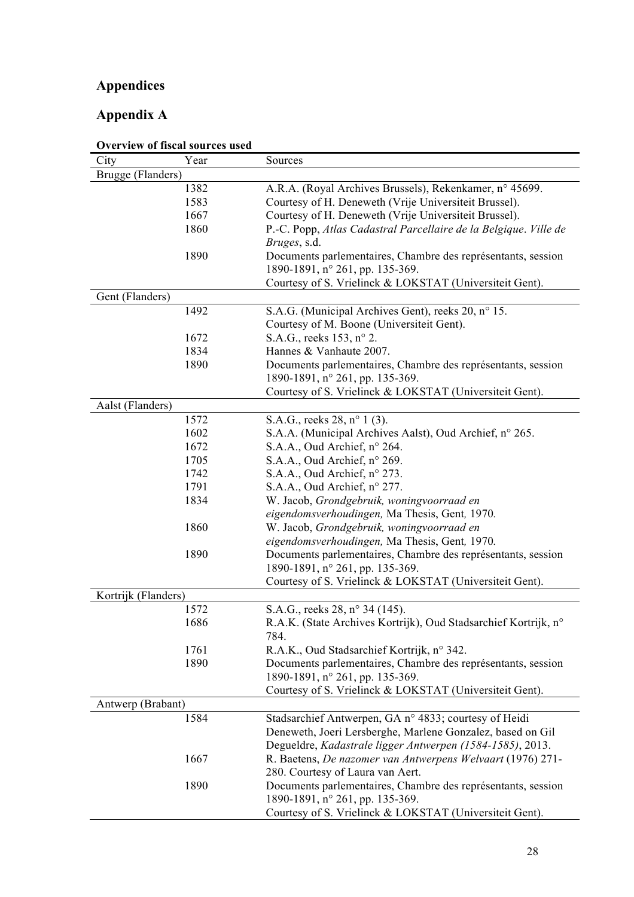# Appendices

## Appendix A

**Overview of fiscal sources used**

| City | Year | Sources |
|---|---|---|
| Brugge (Flanders) | | |
| | 1382 | A.R.A. (Royal Archives Brussels), Rekenkamer, n° 45699. |
| | 1583 | Courtesy of H. Deneweth (Vrije Universiteit Brussel). |
| | 1667 | Courtesy of H. Deneweth (Vrije Universiteit Brussel). |
| | 1860 | P.-C. Popp, *Atlas Cadastral Parcellaire de la Belgique*. *Ville de Bruges*, s.d. |
| | 1890 | Documents parlementaires, Chambre des représentants, session 1890-1891, n° 261, pp. 135-369. Courtesy of S. Vrielinck & LOKSTAT (Universiteit Gent). |
| Gent (Flanders) | | |
| | 1492 | S.A.G. (Municipal Archives Gent), reeks 20, n° 15. Courtesy of M. Boone (Universiteit Gent). |
| | 1672 | S.A.G., reeks 153, n° 2. |
| | 1834 | Hannes & Vanhaute 2007. |
| | 1890 | Documents parlementaires, Chambre des représentants, session 1890-1891, n° 261, pp. 135-369. Courtesy of S. Vrielinck & LOKSTAT (Universiteit Gent). |
| Aalst (Flanders) | | |
| | 1572 | S.A.G., reeks 28, n° 1 (3). |
| | 1602 | S.A.A. (Municipal Archives Aalst), Oud Archief, n° 265. |
| | 1672 | S.A.A., Oud Archief, n° 264. |
| | 1705 | S.A.A., Oud Archief, n° 269. |
| | 1742 | S.A.A., Oud Archief, n° 273. |
| | 1791 | S.A.A., Oud Archief, n° 277. |
| | 1834 | W. Jacob, *Grondgebruik, woningvoorraad en eigendomsverhoudingen,* Ma Thesis, Gent*,* 1970*.* |
| | 1860 | W. Jacob, *Grondgebruik, woningvoorraad en eigendomsverhoudingen,* Ma Thesis, Gent*,* 1970*.* |
| | 1890 | Documents parlementaires, Chambre des représentants, session 1890-1891, n° 261, pp. 135-369. Courtesy of S. Vrielinck & LOKSTAT (Universiteit Gent). |
| Kortrijk (Flanders) | | |
| | 1572 | S.A.G., reeks 28, n° 34 (145). |
| | 1686 | R.A.K. (State Archives Kortrijk), Oud Stadsarchief Kortrijk, n° 784. |
| | 1761 | R.A.K., Oud Stadsarchief Kortrijk, n° 342. |
| | 1890 | Documents parlementaires, Chambre des représentants, session 1890-1891, n° 261, pp. 135-369. Courtesy of S. Vrielinck & LOKSTAT (Universiteit Gent). |
| Antwerp (Brabant) | | |
| | 1584 | Stadsarchief Antwerpen, GA n° 4833; courtesy of Heidi Deneweth, Joeri Lersberghe, Marlene Gonzalez, based on Gil Degueldre, *Kadastrale ligger Antwerpen (1584-1585)*, 2013. |
| | 1667 | R. Baetens, *De nazomer van Antwerpens Welvaart* (1976) 271-280. Courtesy of Laura van Aert. |
| | 1890 | Documents parlementaires, Chambre des représentants, session 1890-1891, n° 261, pp. 135-369. Courtesy of S. Vrielinck & LOKSTAT (Universiteit Gent). |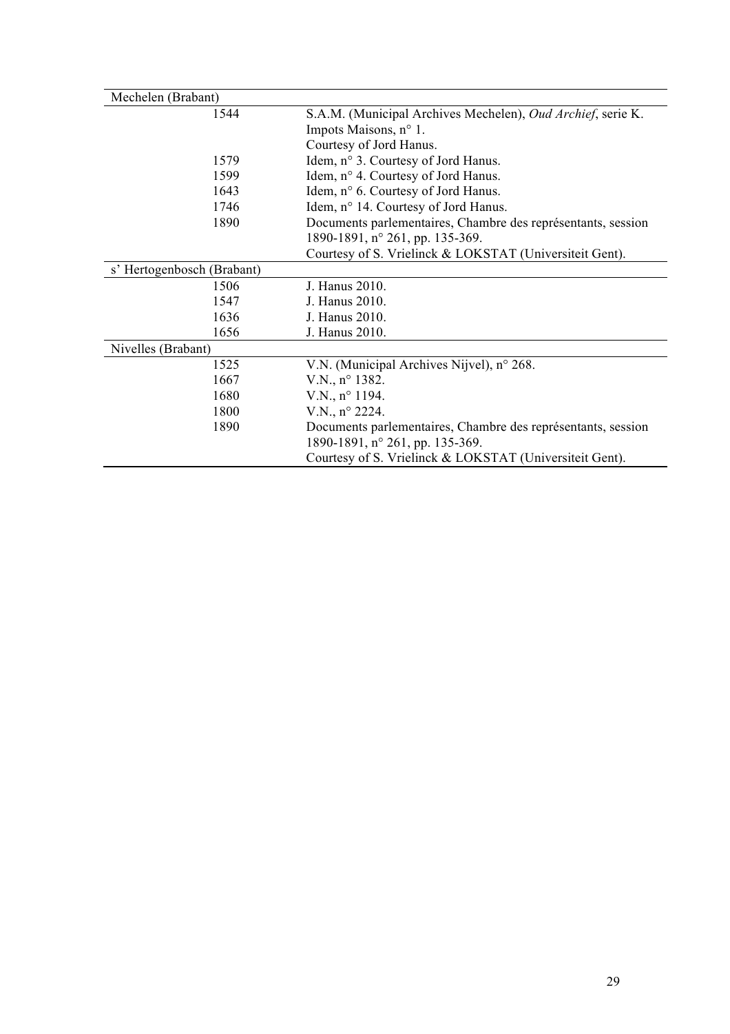| | |
|---|---|
| Mechelen (Brabant) | |
| 1544 | S.A.M. (Municipal Archives Mechelen), *Oud Archief*, serie K. Impots Maisons, n° 1. Courtesy of Jord Hanus. |
| 1579 | Idem, n° 3. Courtesy of Jord Hanus. |
| 1599 | Idem, n° 4. Courtesy of Jord Hanus. |
| 1643 | Idem, n° 6. Courtesy of Jord Hanus. |
| 1746 | Idem, n° 14. Courtesy of Jord Hanus. |
| 1890 | Documents parlementaires, Chambre des représentants, session 1890-1891, n° 261, pp. 135-369. Courtesy of S. Vrielinck & LOKSTAT (Universiteit Gent). |
| s' Hertogenbosch (Brabant) | |
| 1506 | J. Hanus 2010. |
| 1547 | J. Hanus 2010. |
| 1636 | J. Hanus 2010. |
| 1656 | J. Hanus 2010. |
| Nivelles (Brabant) | |
| 1525 | V.N. (Municipal Archives Nijvel), n° 268. |
| 1667 | V.N., n° 1382. |
| 1680 | V.N., n° 1194. |
| 1800 | V.N., n° 2224. |
| 1890 | Documents parlementaires, Chambre des représentants, session 1890-1891, n° 261, pp. 135-369. Courtesy of S. Vrielinck & LOKSTAT (Universiteit Gent). |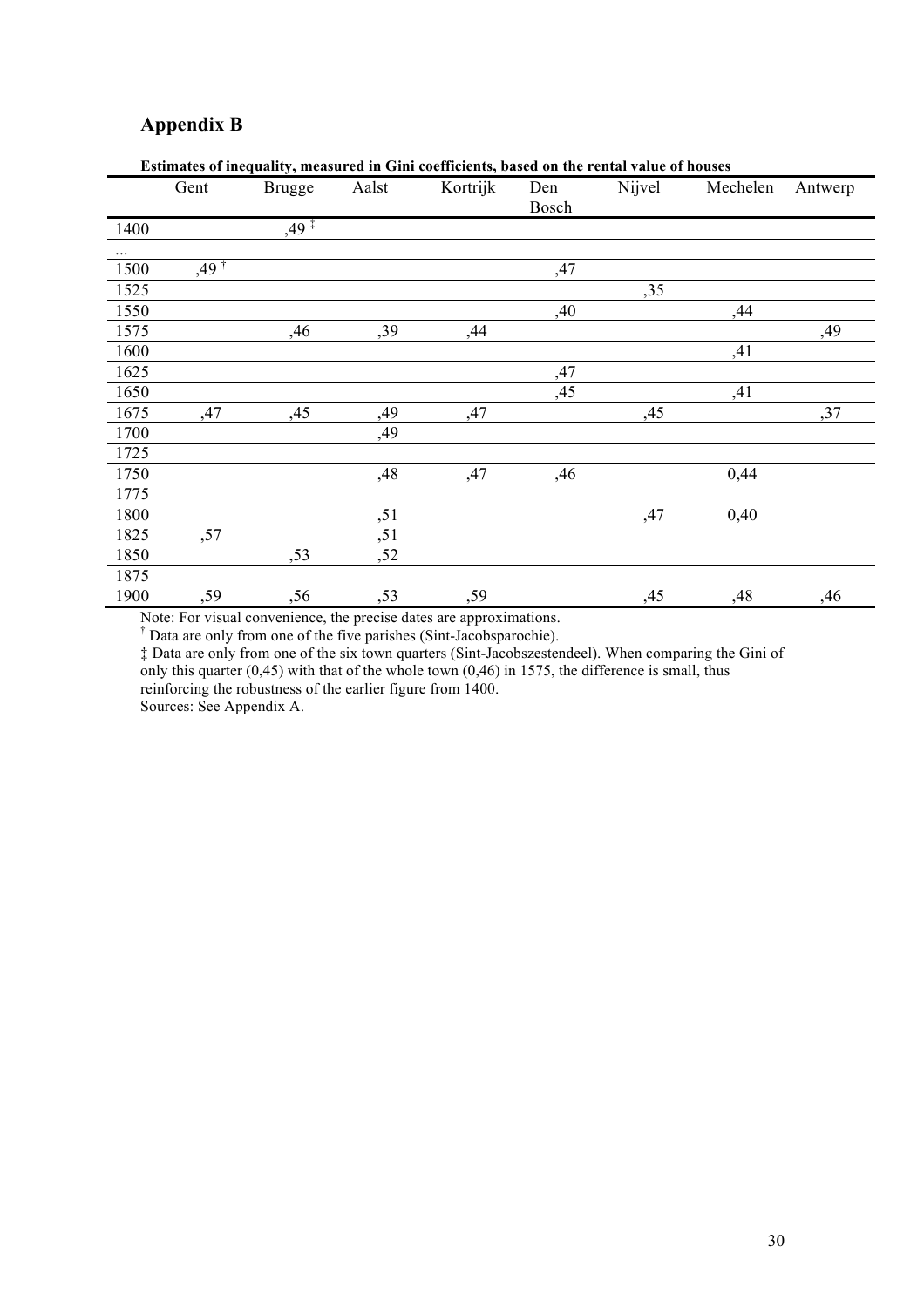## Appendix B

**Estimates of inequality, measured in Gini coefficients, based on the rental value of houses**

| | Gent | Brugge | Aalst | Kortrijk | Den Bosch | Nijvel | Mechelen | Antwerp |
|---|---|---|---|---|---|---|---|---|
| 1400 | | ,49 ‡ | | | | | | |
| ... | | | | | | | | |
| 1500 | ,49 † | | | | ,47 | | | |
| 1525 | | | | | | ,35 | | |
| 1550 | | | | | ,40 | | ,44 | |
| 1575 | | ,46 | ,39 | ,44 | | | | ,49 |
| 1600 | | | | | | | ,41 | |
| 1625 | | | | | ,47 | | | |
| 1650 | | | | | ,45 | | ,41 | |
| 1675 | ,47 | ,45 | ,49 | ,47 | | ,45 | | ,37 |
| 1700 | | | ,49 | | | | | |
| 1725 | | | | | | | | |
| 1750 | | | ,48 | ,47 | ,46 | | 0,44 | |
| 1775 | | | | | | | | |
| 1800 | | | ,51 | | | ,47 | 0,40 | |
| 1825 | ,57 | | ,51 | | | | | |
| 1850 | | ,53 | ,52 | | | | | |
| 1875 | | | | | | | | |
| 1900 | ,59 | ,56 | ,53 | ,59 | | ,45 | ,48 | ,46 |

Note: For visual convenience, the precise dates are approximations.

† Data are only from one of the five parishes (Sint-Jacobsparochie).

‡ Data are only from one of the six town quarters (Sint-Jacobszestendeel). When comparing the Gini of only this quarter (0,45) with that of the whole town (0,46) in 1575, the difference is small, thus reinforcing the robustness of the earlier figure from 1400.

Sources: See Appendix A.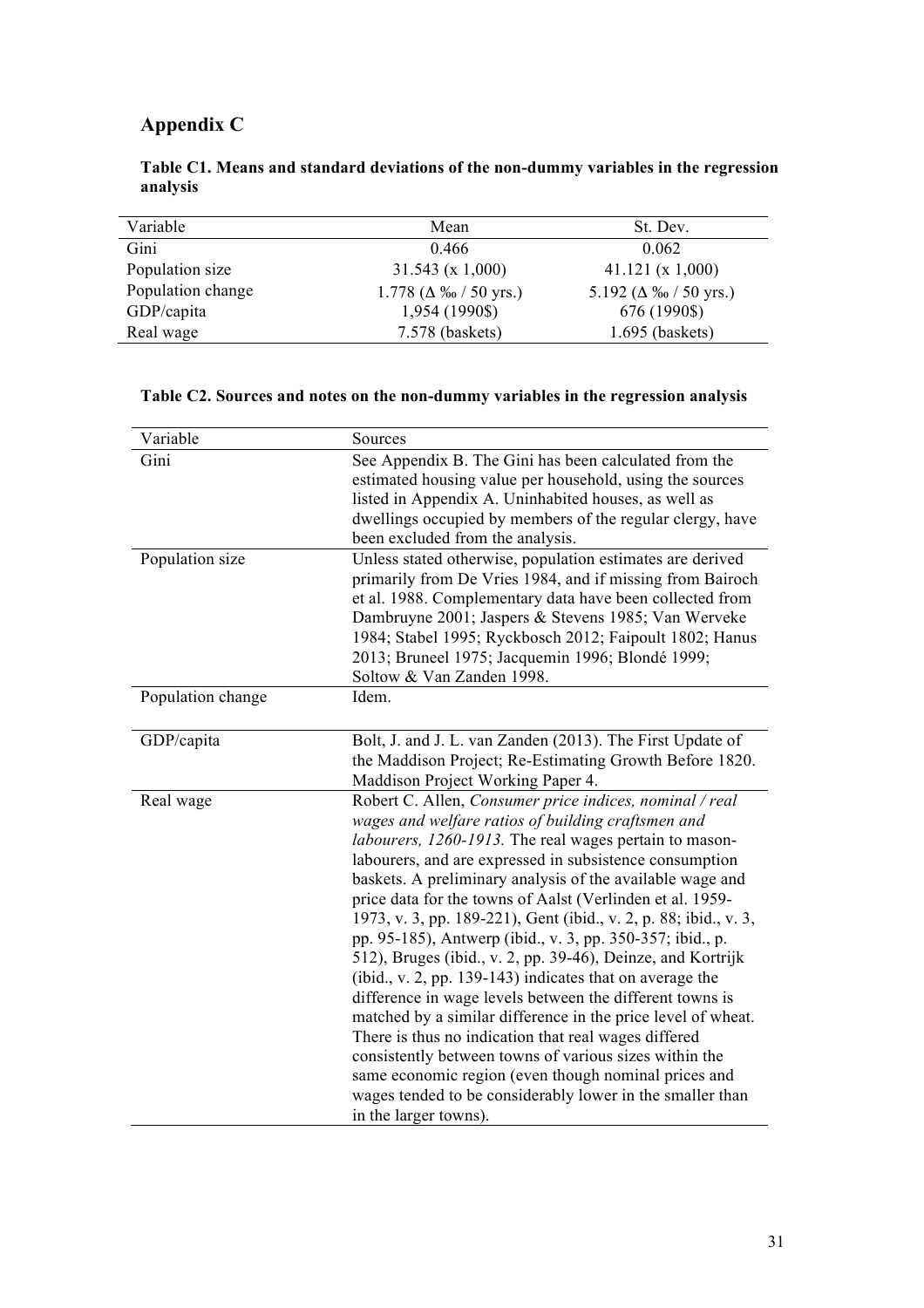## Appendix C

**Table C1. Means and standard deviations of the non-dummy variables in the regression analysis**

| Variable | Mean | St. Dev. |
|---|---|---|
| Gini | 0.466 | 0.062 |
| Population size | 31.543 (x 1,000) | 41.121 (x 1,000) |
| Population change | 1.778 (Δ ‰ / 50 yrs.) | 5.192 (Δ ‰ / 50 yrs.) |
| GDP/capita | 1,954 (1990$) | 676 (1990$) |
| Real wage | 7.578 (baskets) | 1.695 (baskets) |

**Table C2. Sources and notes on the non-dummy variables in the regression analysis**

| Variable | Sources |
|---|---|
| Gini | See Appendix B. The Gini has been calculated from the estimated housing value per household, using the sources listed in Appendix A. Uninhabited houses, as well as dwellings occupied by members of the regular clergy, have been excluded from the analysis. |
| Population size | Unless stated otherwise, population estimates are derived primarily from De Vries 1984, and if missing from Bairoch et al. 1988. Complementary data have been collected from Dambruyne 2001; Jaspers & Stevens 1985; Van Werveke 1984; Stabel 1995; Ryckbosch 2012; Faipoult 1802; Hanus 2013; Bruneel 1975; Jacquemin 1996; Blondé 1999; Soltow & Van Zanden 1998. |
| Population change | Idem. |
| GDP/capita | Bolt, J. and J. L. van Zanden (2013). The First Update of the Maddison Project; Re-Estimating Growth Before 1820. Maddison Project Working Paper 4. |
| Real wage | Robert C. Allen, *Consumer price indices, nominal / real wages and welfare ratios of building craftsmen and labourers, 1260-1913.* The real wages pertain to mason-labourers, and are expressed in subsistence consumption baskets. A preliminary analysis of the available wage and price data for the towns of Aalst (Verlinden et al. 1959-1973, v. 3, pp. 189-221), Gent (ibid., v. 2, p. 88; ibid., v. 3, pp. 95-185), Antwerp (ibid., v. 3, pp. 350-357; ibid., p. 512), Bruges (ibid., v. 2, pp. 39-46), Deinze, and Kortrijk (ibid., v. 2, pp. 139-143) indicates that on average the difference in wage levels between the different towns is matched by a similar difference in the price level of wheat. There is thus no indication that real wages differed consistently between towns of various sizes within the same economic region (even though nominal prices and wages tended to be considerably lower in the smaller than in the larger towns). |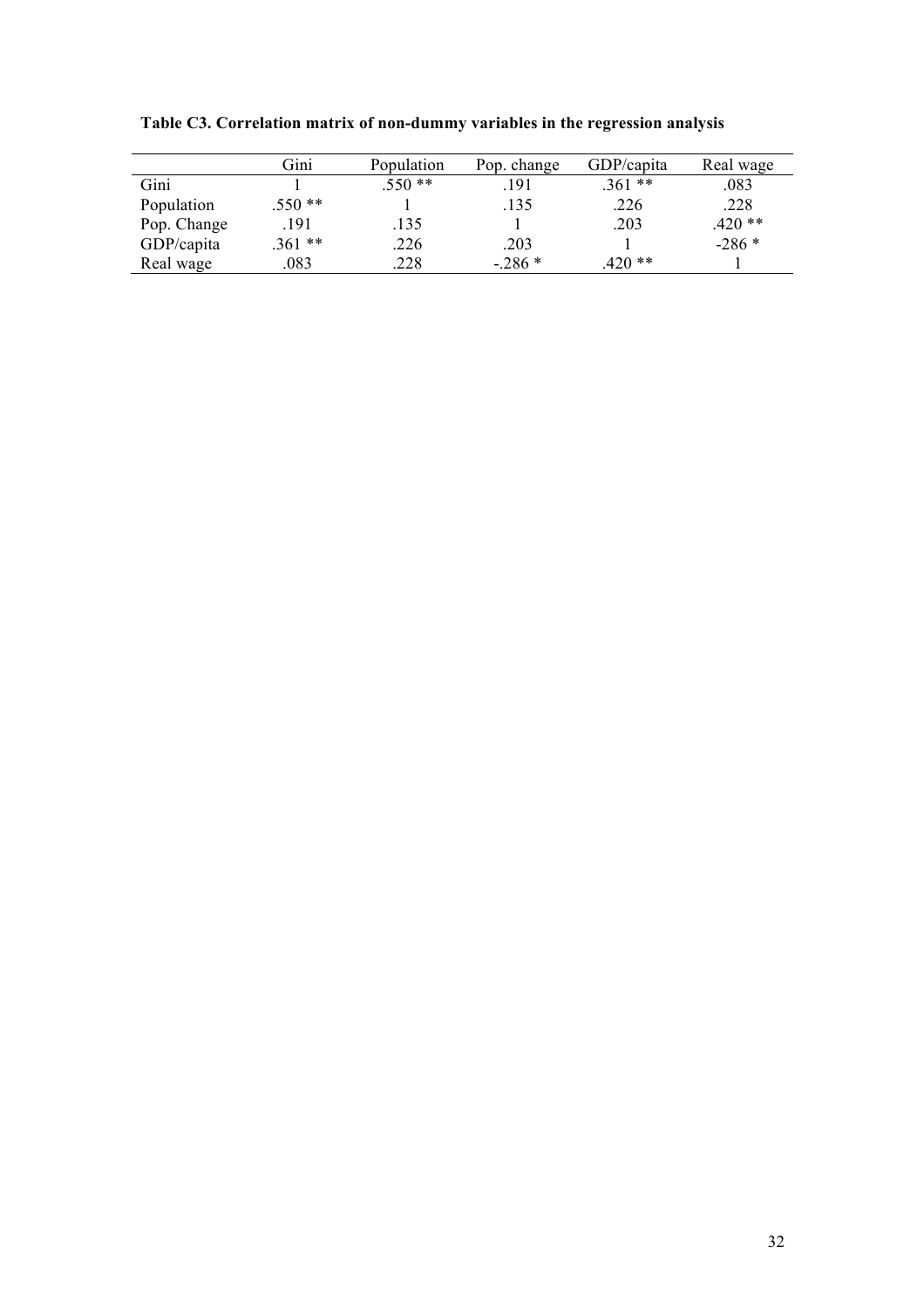**Table C3. Correlation matrix of non-dummy variables in the regression analysis**

| | Gini | Population | Pop. change | GDP/capita | Real wage |
|---|---|---|---|---|---|
| Gini | 1 | .550 ** | .191 | .361 ** | .083 |
| Population | .550 ** | 1 | .135 | .226 | .228 |
| Pop. Change | .191 | .135 | 1 | .203 | .420 ** |
| GDP/capita | .361 ** | .226 | .203 | 1 | -286 * |
| Real wage | .083 | .228 | -.286 * | .420 ** | 1 |